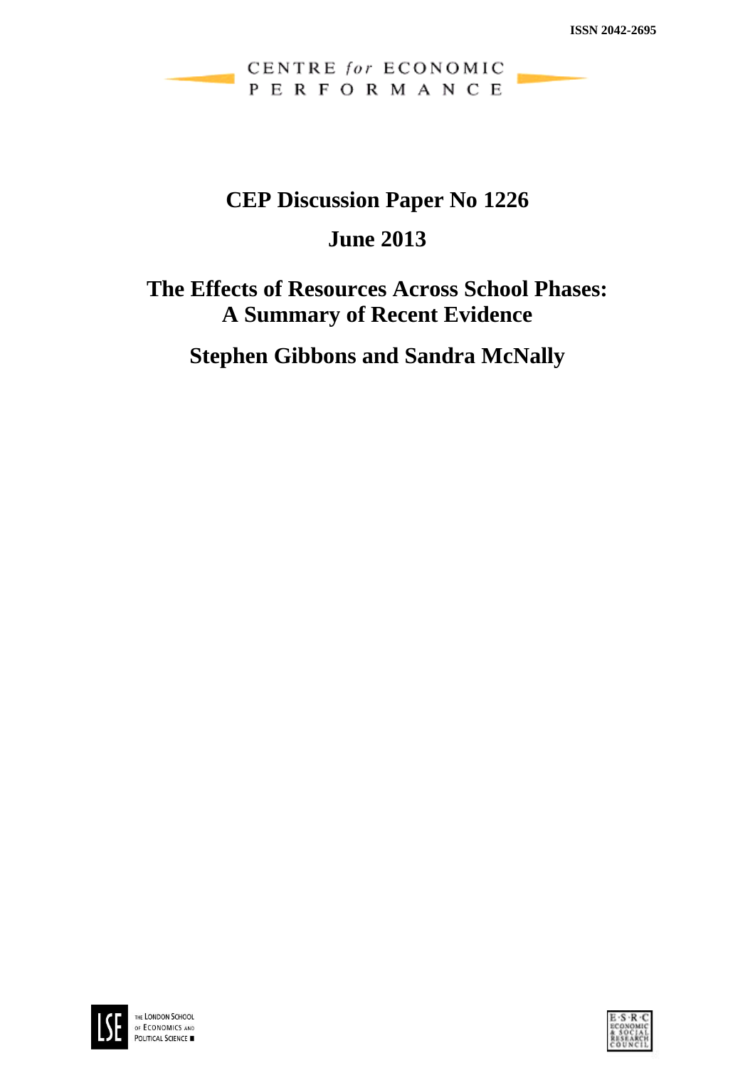ISSN 2042-2695

CENTRE *for* ECONOMIC PERFORMANCE

# CEP Discussion Paper No 1226

## June 2013

# The Effects of Resources Across School Phases: A Summary of Recent Evidence

## Stephen Gibbons and Sandra McNally

THE LONDON SCHOOL OF ECONOMICS AND POLITICAL SCIENCE

ESRC ECONOMIC & SOCIAL RESEARCH COUNCIL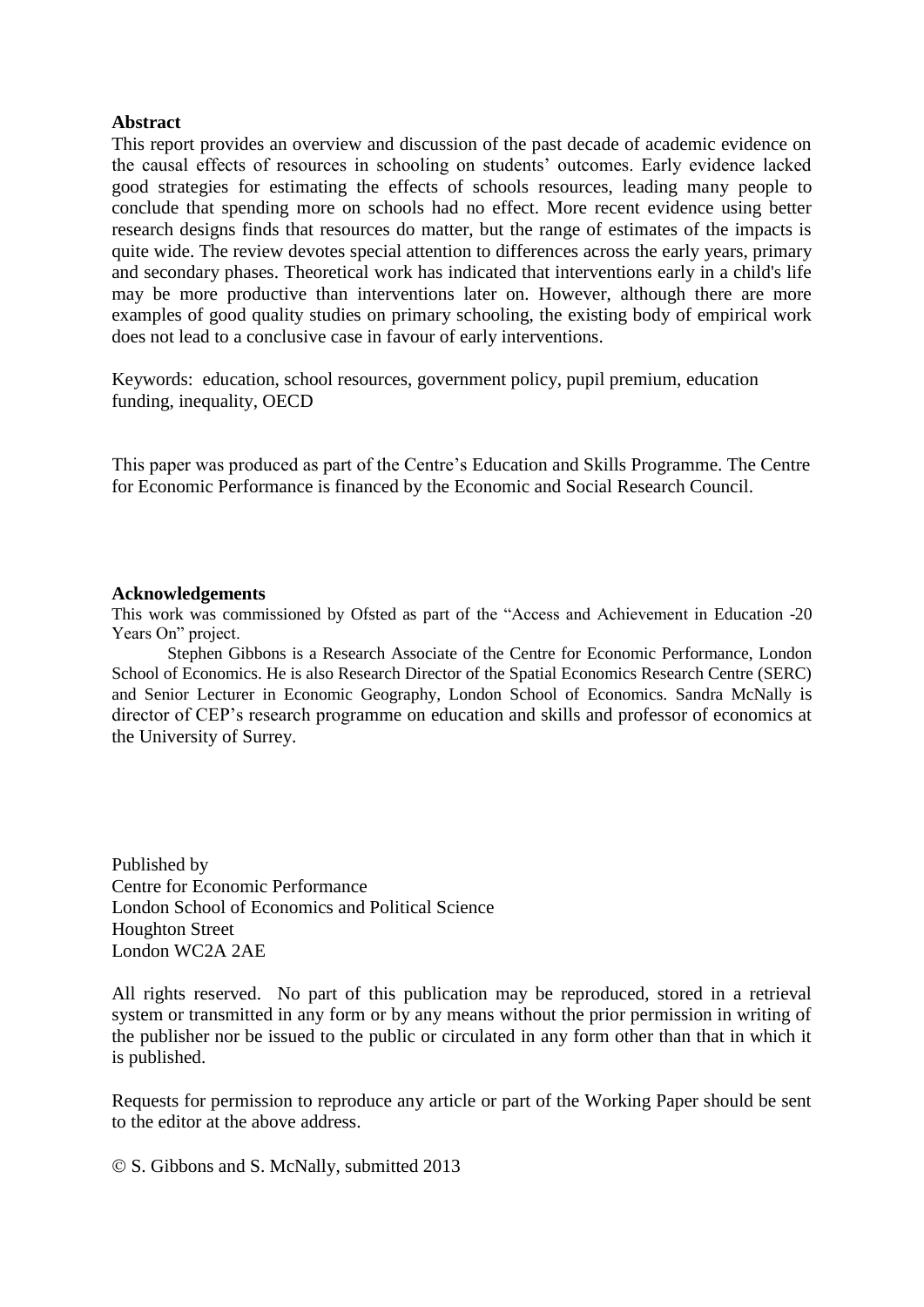**Abstract**

This report provides an overview and discussion of the past decade of academic evidence on the causal effects of resources in schooling on students' outcomes. Early evidence lacked good strategies for estimating the effects of schools resources, leading many people to conclude that spending more on schools had no effect. More recent evidence using better research designs finds that resources do matter, but the range of estimates of the impacts is quite wide. The review devotes special attention to differences across the early years, primary and secondary phases. Theoretical work has indicated that interventions early in a child's life may be more productive than interventions later on. However, although there are more examples of good quality studies on primary schooling, the existing body of empirical work does not lead to a conclusive case in favour of early interventions.

Keywords: education, school resources, government policy, pupil premium, education funding, inequality, OECD

This paper was produced as part of the Centre's Education and Skills Programme. The Centre for Economic Performance is financed by the Economic and Social Research Council.

**Acknowledgements**

This work was commissioned by Ofsted as part of the "Access and Achievement in Education -20 Years On" project.

Stephen Gibbons is a Research Associate of the Centre for Economic Performance, London School of Economics. He is also Research Director of the Spatial Economics Research Centre (SERC) and Senior Lecturer in Economic Geography, London School of Economics. Sandra McNally is director of CEP's research programme on education and skills and professor of economics at the University of Surrey.

Published by
Centre for Economic Performance
London School of Economics and Political Science
Houghton Street
London WC2A 2AE

All rights reserved. No part of this publication may be reproduced, stored in a retrieval system or transmitted in any form or by any means without the prior permission in writing of the publisher nor be issued to the public or circulated in any form other than that in which it is published.

Requests for permission to reproduce any article or part of the Working Paper should be sent to the editor at the above address.

© S. Gibbons and S. McNally, submitted 2013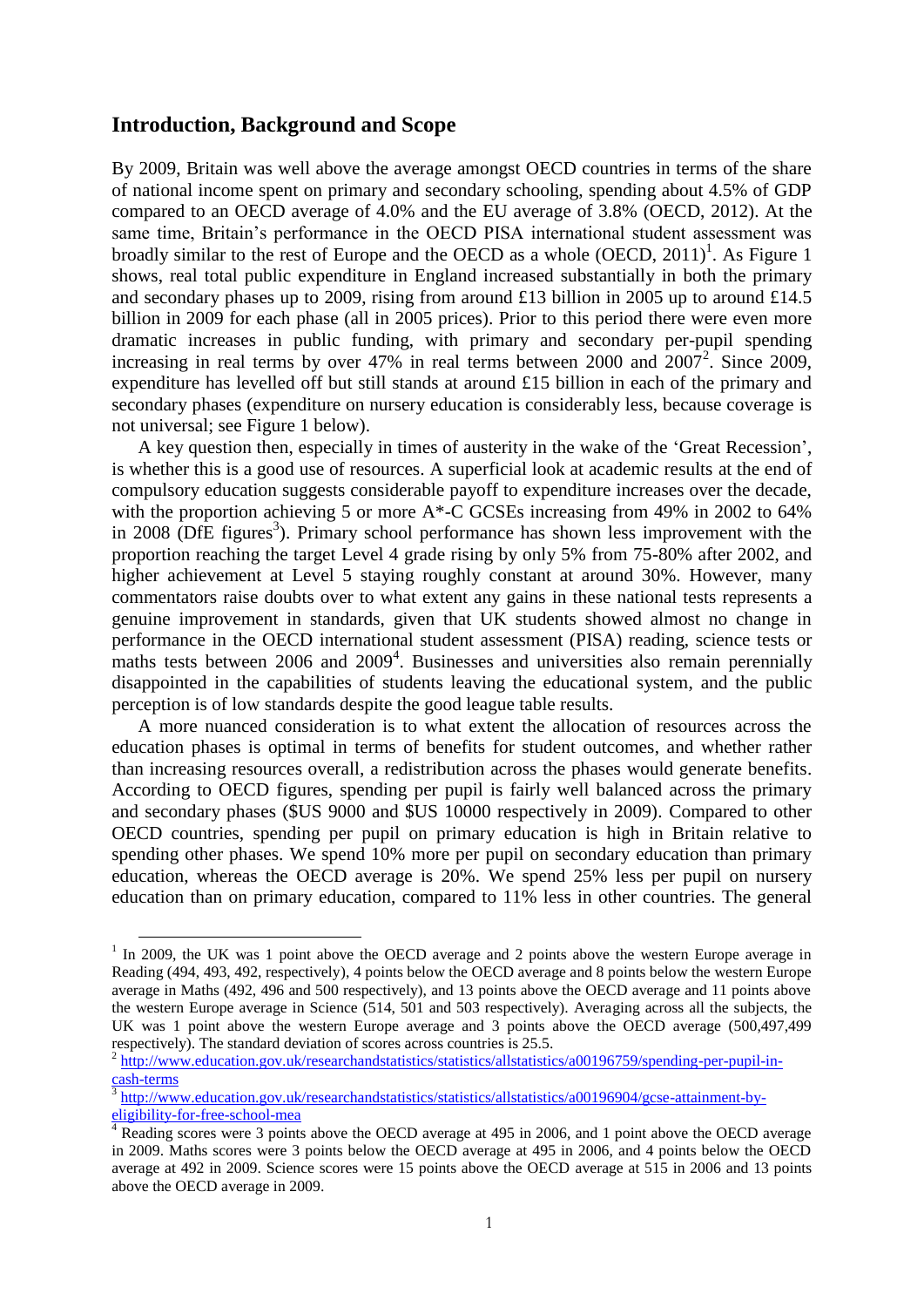## Introduction, Background and Scope

By 2009, Britain was well above the average amongst OECD countries in terms of the share of national income spent on primary and secondary schooling, spending about 4.5% of GDP compared to an OECD average of 4.0% and the EU average of 3.8% (OECD, 2012). At the same time, Britain's performance in the OECD PISA international student assessment was broadly similar to the rest of Europe and the OECD as a whole (OECD, 2011)[1]. As Figure 1 shows, real total public expenditure in England increased substantially in both the primary and secondary phases up to 2009, rising from around £13 billion in 2005 up to around £14.5 billion in 2009 for each phase (all in 2005 prices). Prior to this period there were even more dramatic increases in public funding, with primary and secondary per-pupil spending increasing in real terms by over 47% in real terms between 2000 and 2007[2]. Since 2009, expenditure has levelled off but still stands at around £15 billion in each of the primary and secondary phases (expenditure on nursery education is considerably less, because coverage is not universal; see Figure 1 below).

A key question then, especially in times of austerity in the wake of the 'Great Recession', is whether this is a good use of resources. A superficial look at academic results at the end of compulsory education suggests considerable payoff to expenditure increases over the decade, with the proportion achieving 5 or more A*-C GCSEs increasing from 49% in 2002 to 64% in 2008 (DfE figures[3]). Primary school performance has shown less improvement with the proportion reaching the target Level 4 grade rising by only 5% from 75-80% after 2002, and higher achievement at Level 5 staying roughly constant at around 30%. However, many commentators raise doubts over to what extent any gains in these national tests represents a genuine improvement in standards, given that UK students showed almost no change in performance in the OECD international student assessment (PISA) reading, science tests or maths tests between 2006 and 2009[4]. Businesses and universities also remain perennially disappointed in the capabilities of students leaving the educational system, and the public perception is of low standards despite the good league table results.

A more nuanced consideration is to what extent the allocation of resources across the education phases is optimal in terms of benefits for student outcomes, and whether rather than increasing resources overall, a redistribution across the phases would generate benefits. According to OECD figures, spending per pupil is fairly well balanced across the primary and secondary phases ($US 9000 and $US 10000 respectively in 2009). Compared to other OECD countries, spending per pupil on primary education is high in Britain relative to spending other phases. We spend 10% more per pupil on secondary education than primary education, whereas the OECD average is 20%. We spend 25% less per pupil on nursery education than on primary education, compared to 11% less in other countries. The general

---

[1] In 2009, the UK was 1 point above the OECD average and 2 points above the western Europe average in Reading (494, 493, 492, respectively), 4 points below the OECD average and 8 points below the western Europe average in Maths (492, 496 and 500 respectively), and 13 points above the OECD average and 11 points above the western Europe average in Science (514, 501 and 503 respectively). Averaging across all the subjects, the UK was 1 point above the western Europe average and 3 points above the OECD average (500,497,499 respectively). The standard deviation of scores across countries is 25.5.

[2] http://www.education.gov.uk/researchandstatistics/statistics/allstatistics/a00196759/spending-per-pupil-in-cash-terms

[3] http://www.education.gov.uk/researchandstatistics/statistics/allstatistics/a00196904/gcse-attainment-by-eligibility-for-free-school-mea

[4] Reading scores were 3 points above the OECD average at 495 in 2006, and 1 point above the OECD average in 2009. Maths scores were 3 points below the OECD average at 495 in 2006, and 4 points below the OECD average at 492 in 2009. Science scores were 15 points above the OECD average at 515 in 2006 and 13 points above the OECD average in 2009.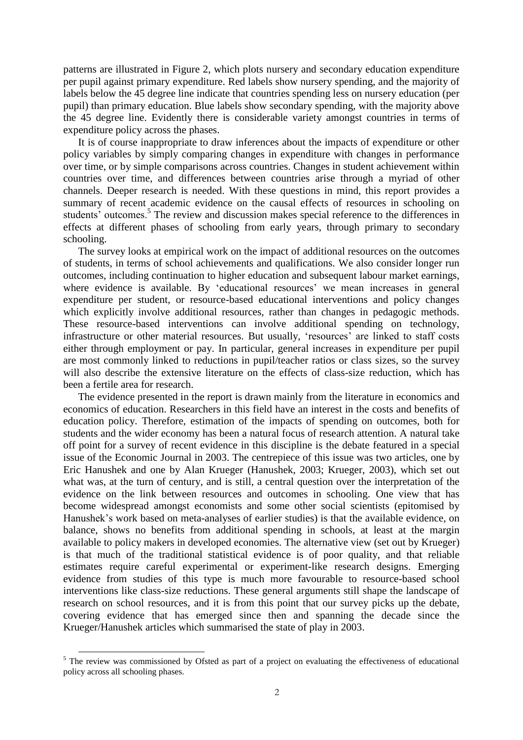patterns are illustrated in Figure 2, which plots nursery and secondary education expenditure per pupil against primary expenditure. Red labels show nursery spending, and the majority of labels below the 45 degree line indicate that countries spending less on nursery education (per pupil) than primary education. Blue labels show secondary spending, with the majority above the 45 degree line. Evidently there is considerable variety amongst countries in terms of expenditure policy across the phases.

It is of course inappropriate to draw inferences about the impacts of expenditure or other policy variables by simply comparing changes in expenditure with changes in performance over time, or by simple comparisons across countries. Changes in student achievement within countries over time, and differences between countries arise through a myriad of other channels. Deeper research is needed. With these questions in mind, this report provides a summary of recent academic evidence on the causal effects of resources in schooling on students' outcomes.[5] The review and discussion makes special reference to the differences in effects at different phases of schooling from early years, through primary to secondary schooling.

The survey looks at empirical work on the impact of additional resources on the outcomes of students, in terms of school achievements and qualifications. We also consider longer run outcomes, including continuation to higher education and subsequent labour market earnings, where evidence is available. By 'educational resources' we mean increases in general expenditure per student, or resource-based educational interventions and policy changes which explicitly involve additional resources, rather than changes in pedagogic methods. These resource-based interventions can involve additional spending on technology, infrastructure or other material resources. But usually, 'resources' are linked to staff costs either through employment or pay. In particular, general increases in expenditure per pupil are most commonly linked to reductions in pupil/teacher ratios or class sizes, so the survey will also describe the extensive literature on the effects of class-size reduction, which has been a fertile area for research.

The evidence presented in the report is drawn mainly from the literature in economics and economics of education. Researchers in this field have an interest in the costs and benefits of education policy. Therefore, estimation of the impacts of spending on outcomes, both for students and the wider economy has been a natural focus of research attention. A natural take off point for a survey of recent evidence in this discipline is the debate featured in a special issue of the Economic Journal in 2003. The centrepiece of this issue was two articles, one by Eric Hanushek and one by Alan Krueger (Hanushek, 2003; Krueger, 2003), which set out what was, at the turn of century, and is still, a central question over the interpretation of the evidence on the link between resources and outcomes in schooling. One view that has become widespread amongst economists and some other social scientists (epitomised by Hanushek's work based on meta-analyses of earlier studies) is that the available evidence, on balance, shows no benefits from additional spending in schools, at least at the margin available to policy makers in developed economies. The alternative view (set out by Krueger) is that much of the traditional statistical evidence is of poor quality, and that reliable estimates require careful experimental or experiment-like research designs. Emerging evidence from studies of this type is much more favourable to resource-based school interventions like class-size reductions. These general arguments still shape the landscape of research on school resources, and it is from this point that our survey picks up the debate, covering evidence that has emerged since then and spanning the decade since the Krueger/Hanushek articles which summarised the state of play in 2003.

[5] The review was commissioned by Ofsted as part of a project on evaluating the effectiveness of educational policy across all schooling phases.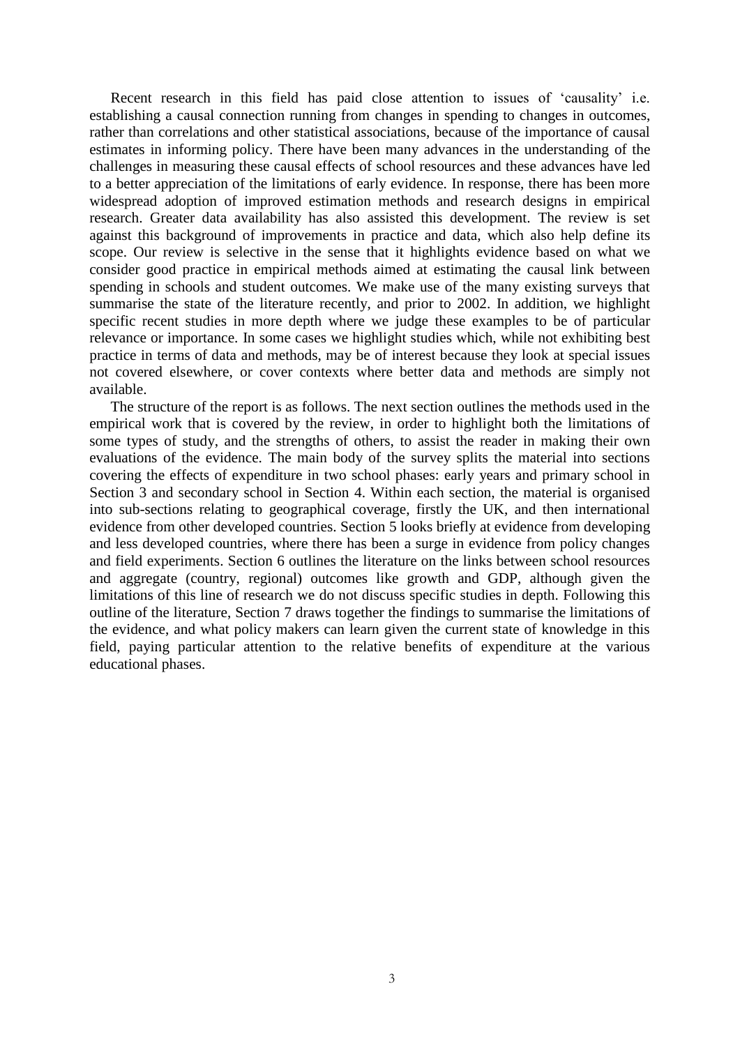Recent research in this field has paid close attention to issues of 'causality' i.e. establishing a causal connection running from changes in spending to changes in outcomes, rather than correlations and other statistical associations, because of the importance of causal estimates in informing policy. There have been many advances in the understanding of the challenges in measuring these causal effects of school resources and these advances have led to a better appreciation of the limitations of early evidence. In response, there has been more widespread adoption of improved estimation methods and research designs in empirical research. Greater data availability has also assisted this development. The review is set against this background of improvements in practice and data, which also help define its scope. Our review is selective in the sense that it highlights evidence based on what we consider good practice in empirical methods aimed at estimating the causal link between spending in schools and student outcomes. We make use of the many existing surveys that summarise the state of the literature recently, and prior to 2002. In addition, we highlight specific recent studies in more depth where we judge these examples to be of particular relevance or importance. In some cases we highlight studies which, while not exhibiting best practice in terms of data and methods, may be of interest because they look at special issues not covered elsewhere, or cover contexts where better data and methods are simply not available.

The structure of the report is as follows. The next section outlines the methods used in the empirical work that is covered by the review, in order to highlight both the limitations of some types of study, and the strengths of others, to assist the reader in making their own evaluations of the evidence. The main body of the survey splits the material into sections covering the effects of expenditure in two school phases: early years and primary school in Section 3 and secondary school in Section 4. Within each section, the material is organised into sub-sections relating to geographical coverage, firstly the UK, and then international evidence from other developed countries. Section 5 looks briefly at evidence from developing and less developed countries, where there has been a surge in evidence from policy changes and field experiments. Section 6 outlines the literature on the links between school resources and aggregate (country, regional) outcomes like growth and GDP, although given the limitations of this line of research we do not discuss specific studies in depth. Following this outline of the literature, Section 7 draws together the findings to summarise the limitations of the evidence, and what policy makers can learn given the current state of knowledge in this field, paying particular attention to the relative benefits of expenditure at the various educational phases.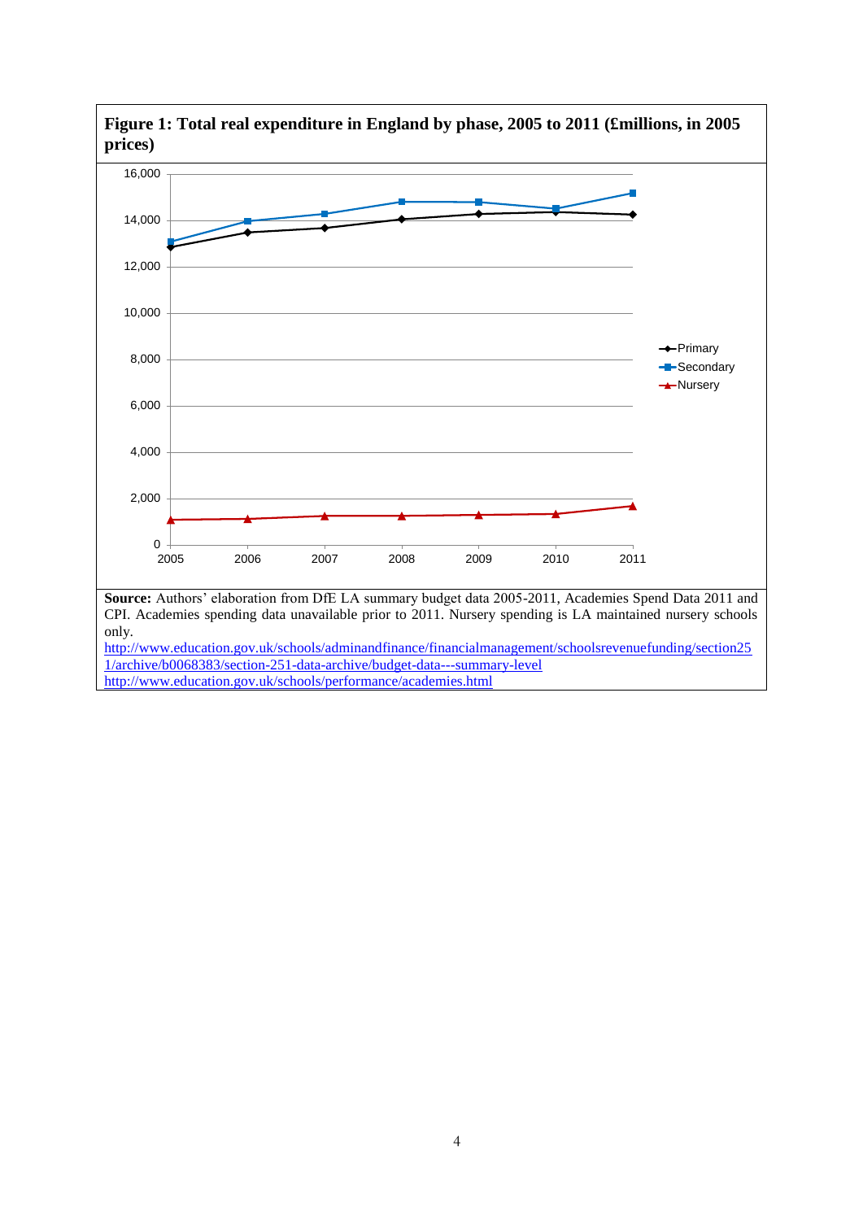**Figure 1: Total real expenditure in England by phase, 2005 to 2011 (£millions, in 2005 prices)**

**Source:** Authors' elaboration from DfE LA summary budget data 2005-2011, Academies Spend Data 2011 and CPI. Academies spending data unavailable prior to 2011. Nursery spending is LA maintained nursery schools only.

http://www.education.gov.uk/schools/adminandfinance/financialmanagement/schoolsrevenuefunding/section251/archive/b0068383/section-251-data-archive/budget-data---summary-level

http://www.education.gov.uk/schools/performance/academies.html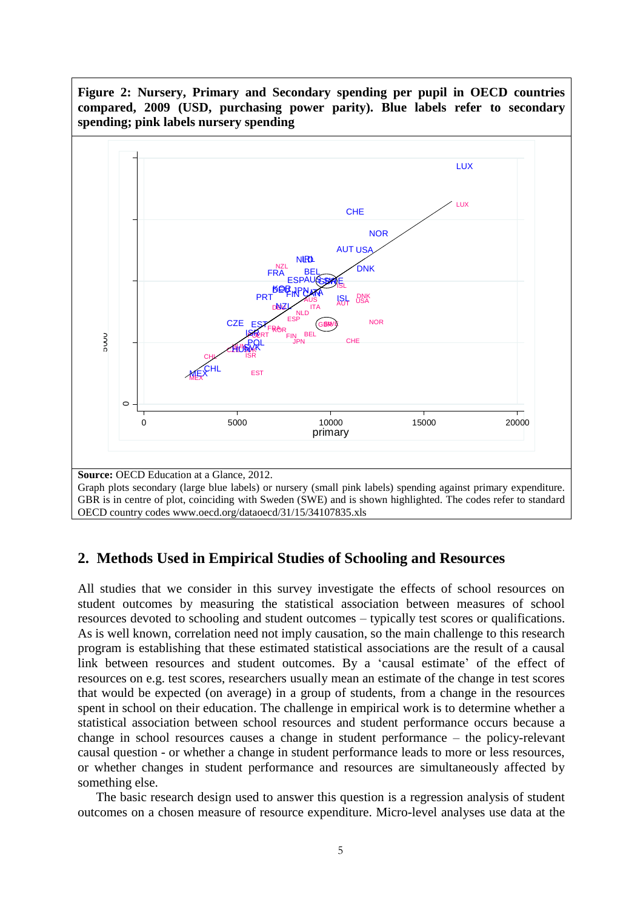**Figure 2: Nursery, Primary and Secondary spending per pupil in OECD countries compared, 2009 (USD, purchasing power parity). Blue labels refer to secondary spending; pink labels nursery spending**

**Source:** OECD Education at a Glance, 2012.
Graph plots secondary (large blue labels) or nursery (small pink labels) spending against primary expenditure. GBR is in centre of plot, coinciding with Sweden (SWE) and is shown highlighted. The codes refer to standard OECD country codes www.oecd.org/dataoecd/31/15/34107835.xls

## 2. Methods Used in Empirical Studies of Schooling and Resources

All studies that we consider in this survey investigate the effects of school resources on student outcomes by measuring the statistical association between measures of school resources devoted to schooling and student outcomes – typically test scores or qualifications. As is well known, correlation need not imply causation, so the main challenge to this research program is establishing that these estimated statistical associations are the result of a causal link between resources and student outcomes. By a 'causal estimate' of the effect of resources on e.g. test scores, researchers usually mean an estimate of the change in test scores that would be expected (on average) in a group of students, from a change in the resources spent in school on their education. The challenge in empirical work is to determine whether a statistical association between school resources and student performance occurs because a change in school resources causes a change in student performance – the policy-relevant causal question - or whether a change in student performance leads to more or less resources, or whether changes in student performance and resources are simultaneously affected by something else.

The basic research design used to answer this question is a regression analysis of student outcomes on a chosen measure of resource expenditure. Micro-level analyses use data at the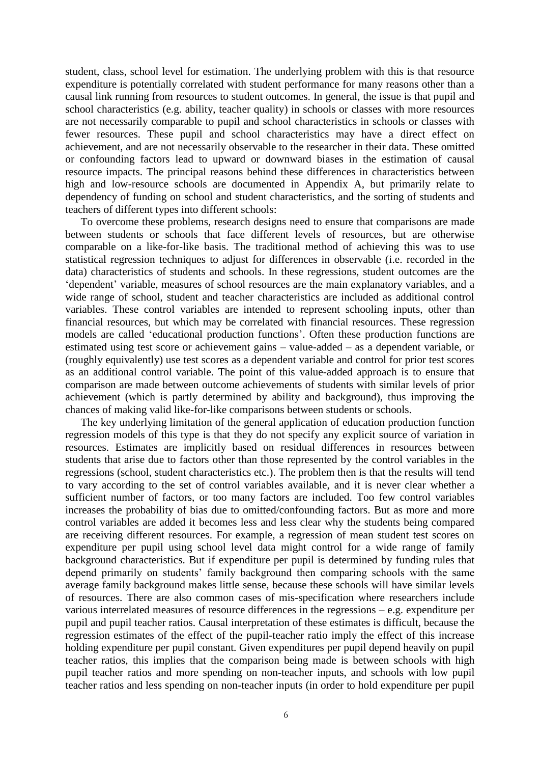student, class, school level for estimation. The underlying problem with this is that resource expenditure is potentially correlated with student performance for many reasons other than a causal link running from resources to student outcomes. In general, the issue is that pupil and school characteristics (e.g. ability, teacher quality) in schools or classes with more resources are not necessarily comparable to pupil and school characteristics in schools or classes with fewer resources. These pupil and school characteristics may have a direct effect on achievement, and are not necessarily observable to the researcher in their data. These omitted or confounding factors lead to upward or downward biases in the estimation of causal resource impacts. The principal reasons behind these differences in characteristics between high and low-resource schools are documented in Appendix A, but primarily relate to dependency of funding on school and student characteristics, and the sorting of students and teachers of different types into different schools:

To overcome these problems, research designs need to ensure that comparisons are made between students or schools that face different levels of resources, but are otherwise comparable on a like-for-like basis. The traditional method of achieving this was to use statistical regression techniques to adjust for differences in observable (i.e. recorded in the data) characteristics of students and schools. In these regressions, student outcomes are the 'dependent' variable, measures of school resources are the main explanatory variables, and a wide range of school, student and teacher characteristics are included as additional control variables. These control variables are intended to represent schooling inputs, other than financial resources, but which may be correlated with financial resources. These regression models are called 'educational production functions'. Often these production functions are estimated using test score or achievement gains – value-added – as a dependent variable, or (roughly equivalently) use test scores as a dependent variable and control for prior test scores as an additional control variable. The point of this value-added approach is to ensure that comparison are made between outcome achievements of students with similar levels of prior achievement (which is partly determined by ability and background), thus improving the chances of making valid like-for-like comparisons between students or schools.

The key underlying limitation of the general application of education production function regression models of this type is that they do not specify any explicit source of variation in resources. Estimates are implicitly based on residual differences in resources between students that arise due to factors other than those represented by the control variables in the regressions (school, student characteristics etc.). The problem then is that the results will tend to vary according to the set of control variables available, and it is never clear whether a sufficient number of factors, or too many factors are included. Too few control variables increases the probability of bias due to omitted/confounding factors. But as more and more control variables are added it becomes less and less clear why the students being compared are receiving different resources. For example, a regression of mean student test scores on expenditure per pupil using school level data might control for a wide range of family background characteristics. But if expenditure per pupil is determined by funding rules that depend primarily on students' family background then comparing schools with the same average family background makes little sense, because these schools will have similar levels of resources. There are also common cases of mis-specification where researchers include various interrelated measures of resource differences in the regressions – e.g. expenditure per pupil and pupil teacher ratios. Causal interpretation of these estimates is difficult, because the regression estimates of the effect of the pupil-teacher ratio imply the effect of this increase holding expenditure per pupil constant. Given expenditures per pupil depend heavily on pupil teacher ratios, this implies that the comparison being made is between schools with high pupil teacher ratios and more spending on non-teacher inputs, and schools with low pupil teacher ratios and less spending on non-teacher inputs (in order to hold expenditure per pupil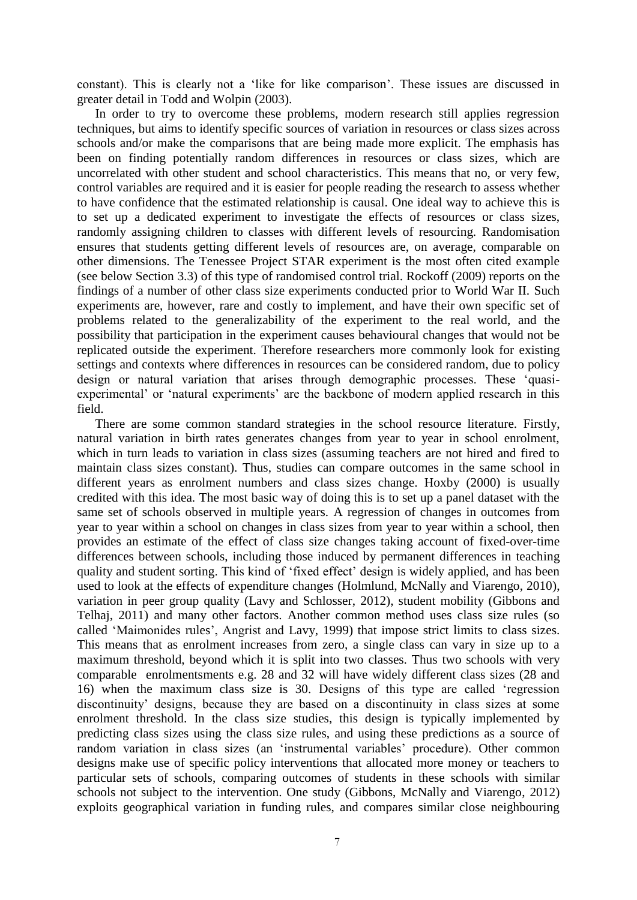constant). This is clearly not a 'like for like comparison'. These issues are discussed in greater detail in Todd and Wolpin (2003).

In order to try to overcome these problems, modern research still applies regression techniques, but aims to identify specific sources of variation in resources or class sizes across schools and/or make the comparisons that are being made more explicit. The emphasis has been on finding potentially random differences in resources or class sizes, which are uncorrelated with other student and school characteristics. This means that no, or very few, control variables are required and it is easier for people reading the research to assess whether to have confidence that the estimated relationship is causal. One ideal way to achieve this is to set up a dedicated experiment to investigate the effects of resources or class sizes, randomly assigning children to classes with different levels of resourcing. Randomisation ensures that students getting different levels of resources are, on average, comparable on other dimensions. The Tenessee Project STAR experiment is the most often cited example (see below Section 3.3) of this type of randomised control trial. Rockoff (2009) reports on the findings of a number of other class size experiments conducted prior to World War II. Such experiments are, however, rare and costly to implement, and have their own specific set of problems related to the generalizability of the experiment to the real world, and the possibility that participation in the experiment causes behavioural changes that would not be replicated outside the experiment. Therefore researchers more commonly look for existing settings and contexts where differences in resources can be considered random, due to policy design or natural variation that arises through demographic processes. These 'quasi-experimental' or 'natural experiments' are the backbone of modern applied research in this field.

There are some common standard strategies in the school resource literature. Firstly, natural variation in birth rates generates changes from year to year in school enrolment, which in turn leads to variation in class sizes (assuming teachers are not hired and fired to maintain class sizes constant). Thus, studies can compare outcomes in the same school in different years as enrolment numbers and class sizes change. Hoxby (2000) is usually credited with this idea. The most basic way of doing this is to set up a panel dataset with the same set of schools observed in multiple years. A regression of changes in outcomes from year to year within a school on changes in class sizes from year to year within a school, then provides an estimate of the effect of class size changes taking account of fixed-over-time differences between schools, including those induced by permanent differences in teaching quality and student sorting. This kind of 'fixed effect' design is widely applied, and has been used to look at the effects of expenditure changes (Holmlund, McNally and Viarengo, 2010), variation in peer group quality (Lavy and Schlosser, 2012), student mobility (Gibbons and Telhaj, 2011) and many other factors. Another common method uses class size rules (so called 'Maimonides rules', Angrist and Lavy, 1999) that impose strict limits to class sizes. This means that as enrolment increases from zero, a single class can vary in size up to a maximum threshold, beyond which it is split into two classes. Thus two schools with very comparable enrolmentsments e.g. 28 and 32 will have widely different class sizes (28 and 16) when the maximum class size is 30. Designs of this type are called 'regression discontinuity' designs, because they are based on a discontinuity in class sizes at some enrolment threshold. In the class size studies, this design is typically implemented by predicting class sizes using the class size rules, and using these predictions as a source of random variation in class sizes (an 'instrumental variables' procedure). Other common designs make use of specific policy interventions that allocated more money or teachers to particular sets of schools, comparing outcomes of students in these schools with similar schools not subject to the intervention. One study (Gibbons, McNally and Viarengo, 2012) exploits geographical variation in funding rules, and compares similar close neighbouring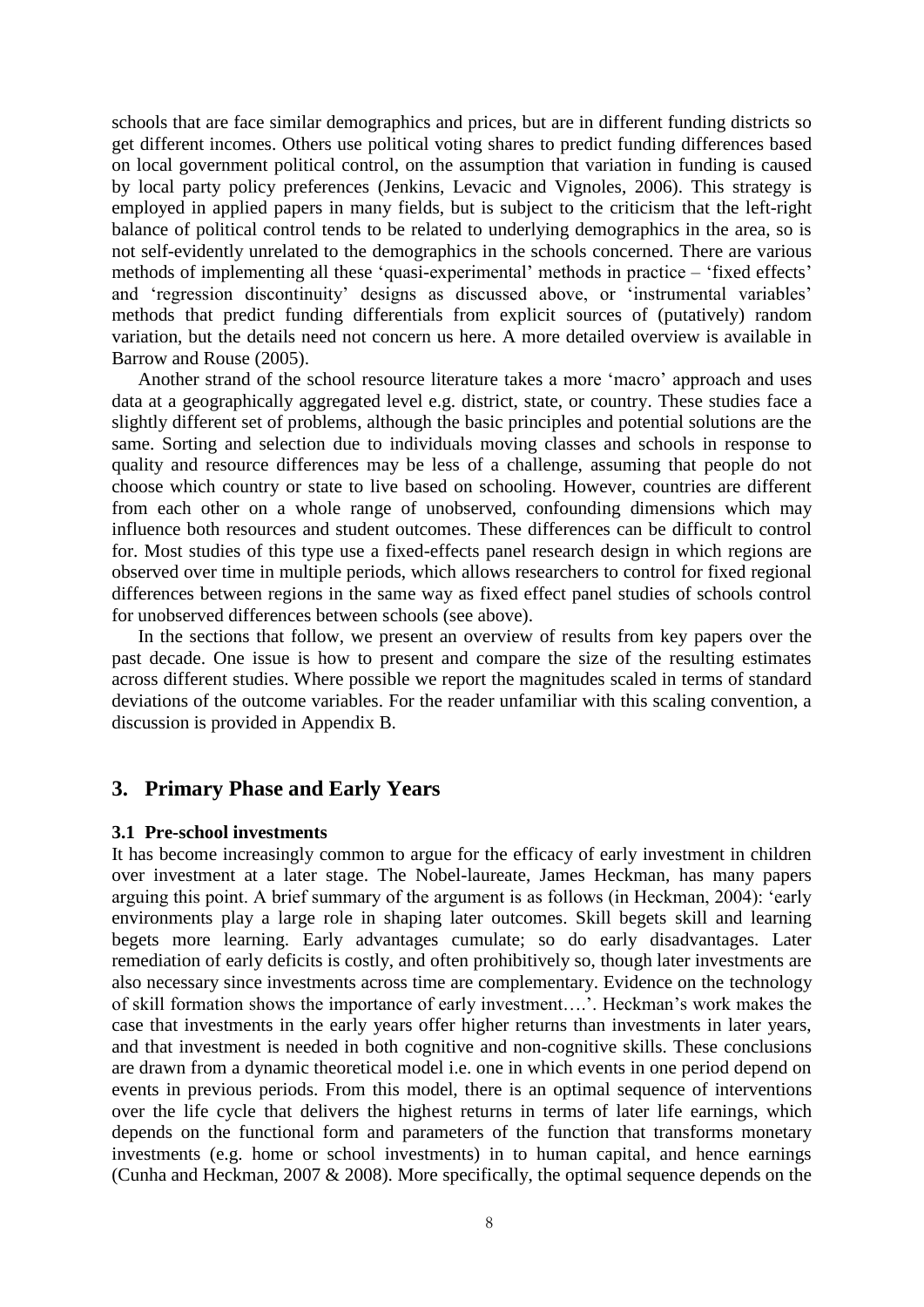schools that are face similar demographics and prices, but are in different funding districts so get different incomes. Others use political voting shares to predict funding differences based on local government political control, on the assumption that variation in funding is caused by local party policy preferences (Jenkins, Levacic and Vignoles, 2006). This strategy is employed in applied papers in many fields, but is subject to the criticism that the left-right balance of political control tends to be related to underlying demographics in the area, so is not self-evidently unrelated to the demographics in the schools concerned. There are various methods of implementing all these 'quasi-experimental' methods in practice – 'fixed effects' and 'regression discontinuity' designs as discussed above, or 'instrumental variables' methods that predict funding differentials from explicit sources of (putatively) random variation, but the details need not concern us here. A more detailed overview is available in Barrow and Rouse (2005).

Another strand of the school resource literature takes a more 'macro' approach and uses data at a geographically aggregated level e.g. district, state, or country. These studies face a slightly different set of problems, although the basic principles and potential solutions are the same. Sorting and selection due to individuals moving classes and schools in response to quality and resource differences may be less of a challenge, assuming that people do not choose which country or state to live based on schooling. However, countries are different from each other on a whole range of unobserved, confounding dimensions which may influence both resources and student outcomes. These differences can be difficult to control for. Most studies of this type use a fixed-effects panel research design in which regions are observed over time in multiple periods, which allows researchers to control for fixed regional differences between regions in the same way as fixed effect panel studies of schools control for unobserved differences between schools (see above).

In the sections that follow, we present an overview of results from key papers over the past decade. One issue is how to present and compare the size of the resulting estimates across different studies. Where possible we report the magnitudes scaled in terms of standard deviations of the outcome variables. For the reader unfamiliar with this scaling convention, a discussion is provided in Appendix B.

## 3. Primary Phase and Early Years

### 3.1 Pre-school investments

It has become increasingly common to argue for the efficacy of early investment in children over investment at a later stage. The Nobel-laureate, James Heckman, has many papers arguing this point. A brief summary of the argument is as follows (in Heckman, 2004): 'early environments play a large role in shaping later outcomes. Skill begets skill and learning begets more learning. Early advantages cumulate; so do early disadvantages. Later remediation of early deficits is costly, and often prohibitively so, though later investments are also necessary since investments across time are complementary. Evidence on the technology of skill formation shows the importance of early investment….'. Heckman's work makes the case that investments in the early years offer higher returns than investments in later years, and that investment is needed in both cognitive and non-cognitive skills. These conclusions are drawn from a dynamic theoretical model i.e. one in which events in one period depend on events in previous periods. From this model, there is an optimal sequence of interventions over the life cycle that delivers the highest returns in terms of later life earnings, which depends on the functional form and parameters of the function that transforms monetary investments (e.g. home or school investments) in to human capital, and hence earnings (Cunha and Heckman, 2007 & 2008). More specifically, the optimal sequence depends on the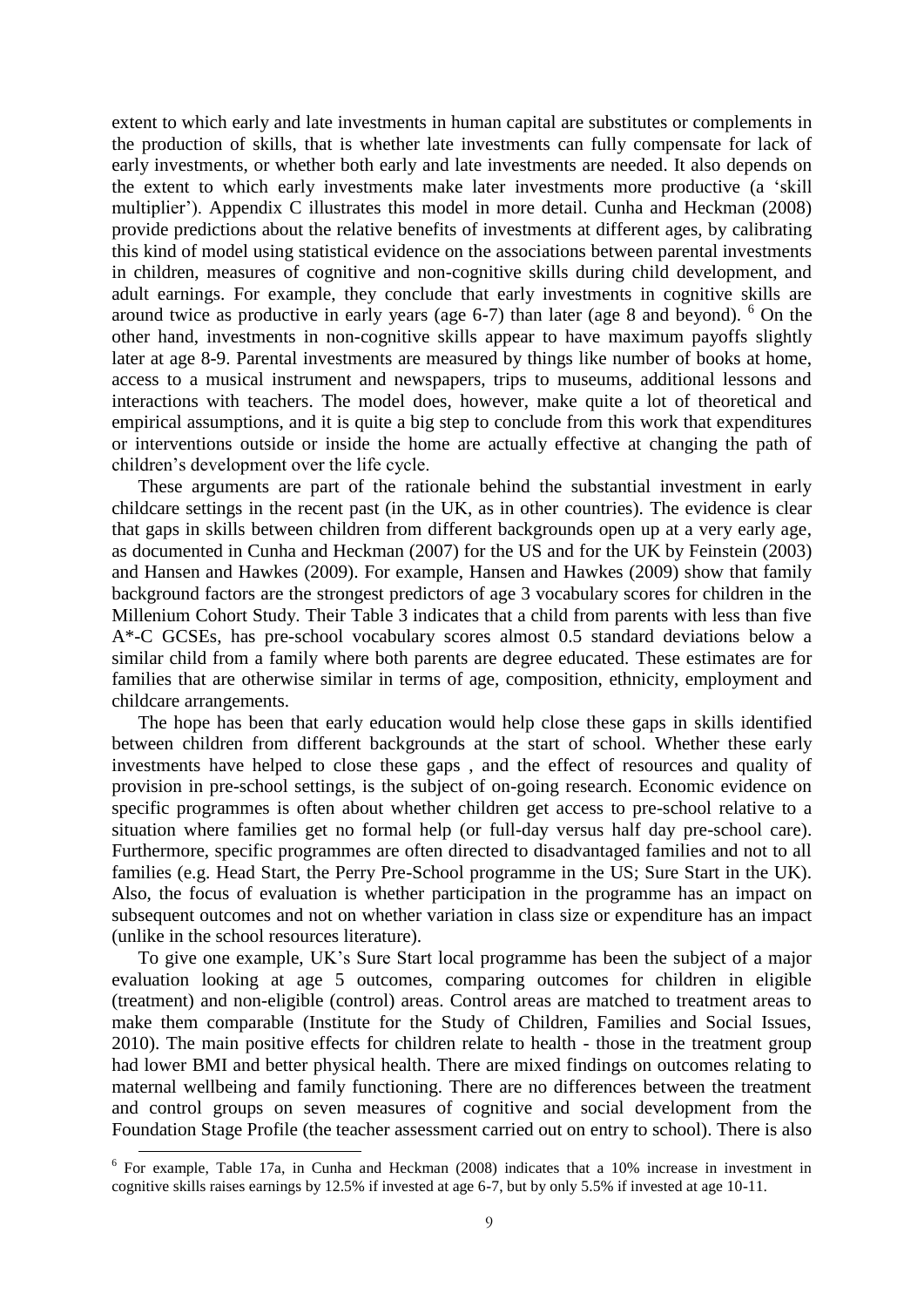extent to which early and late investments in human capital are substitutes or complements in the production of skills, that is whether late investments can fully compensate for lack of early investments, or whether both early and late investments are needed. It also depends on the extent to which early investments make later investments more productive (a 'skill multiplier'). Appendix C illustrates this model in more detail. Cunha and Heckman (2008) provide predictions about the relative benefits of investments at different ages, by calibrating this kind of model using statistical evidence on the associations between parental investments in children, measures of cognitive and non-cognitive skills during child development, and adult earnings. For example, they conclude that early investments in cognitive skills are around twice as productive in early years (age 6-7) than later (age 8 and beyond). [6] On the other hand, investments in non-cognitive skills appear to have maximum payoffs slightly later at age 8-9. Parental investments are measured by things like number of books at home, access to a musical instrument and newspapers, trips to museums, additional lessons and interactions with teachers. The model does, however, make quite a lot of theoretical and empirical assumptions, and it is quite a big step to conclude from this work that expenditures or interventions outside or inside the home are actually effective at changing the path of children's development over the life cycle.

These arguments are part of the rationale behind the substantial investment in early childcare settings in the recent past (in the UK, as in other countries). The evidence is clear that gaps in skills between children from different backgrounds open up at a very early age, as documented in Cunha and Heckman (2007) for the US and for the UK by Feinstein (2003) and Hansen and Hawkes (2009). For example, Hansen and Hawkes (2009) show that family background factors are the strongest predictors of age 3 vocabulary scores for children in the Millenium Cohort Study. Their Table 3 indicates that a child from parents with less than five A*-C GCSEs, has pre-school vocabulary scores almost 0.5 standard deviations below a similar child from a family where both parents are degree educated. These estimates are for families that are otherwise similar in terms of age, composition, ethnicity, employment and childcare arrangements.

The hope has been that early education would help close these gaps in skills identified between children from different backgrounds at the start of school. Whether these early investments have helped to close these gaps , and the effect of resources and quality of provision in pre-school settings, is the subject of on-going research. Economic evidence on specific programmes is often about whether children get access to pre-school relative to a situation where families get no formal help (or full-day versus half day pre-school care). Furthermore, specific programmes are often directed to disadvantaged families and not to all families (e.g. Head Start, the Perry Pre-School programme in the US; Sure Start in the UK). Also, the focus of evaluation is whether participation in the programme has an impact on subsequent outcomes and not on whether variation in class size or expenditure has an impact (unlike in the school resources literature).

To give one example, UK's Sure Start local programme has been the subject of a major evaluation looking at age 5 outcomes, comparing outcomes for children in eligible (treatment) and non-eligible (control) areas. Control areas are matched to treatment areas to make them comparable (Institute for the Study of Children, Families and Social Issues, 2010). The main positive effects for children relate to health - those in the treatment group had lower BMI and better physical health. There are mixed findings on outcomes relating to maternal wellbeing and family functioning. There are no differences between the treatment and control groups on seven measures of cognitive and social development from the Foundation Stage Profile (the teacher assessment carried out on entry to school). There is also

[6] For example, Table 17a, in Cunha and Heckman (2008) indicates that a 10% increase in investment in cognitive skills raises earnings by 12.5% if invested at age 6-7, but by only 5.5% if invested at age 10-11.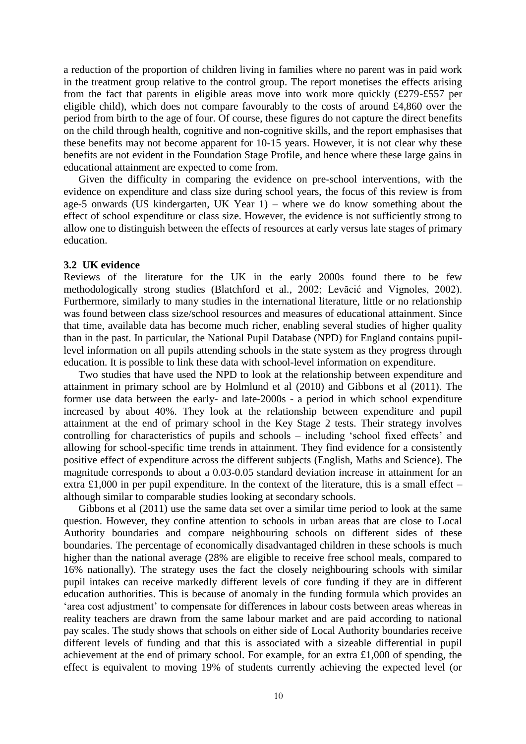a reduction of the proportion of children living in families where no parent was in paid work in the treatment group relative to the control group. The report monetises the effects arising from the fact that parents in eligible areas move into work more quickly (£279-£557 per eligible child), which does not compare favourably to the costs of around £4,860 over the period from birth to the age of four. Of course, these figures do not capture the direct benefits on the child through health, cognitive and non-cognitive skills, and the report emphasises that these benefits may not become apparent for 10-15 years. However, it is not clear why these benefits are not evident in the Foundation Stage Profile, and hence where these large gains in educational attainment are expected to come from.

Given the difficulty in comparing the evidence on pre-school interventions, with the evidence on expenditure and class size during school years, the focus of this review is from age-5 onwards (US kindergarten, UK Year 1) – where we do know something about the effect of school expenditure or class size. However, the evidence is not sufficiently strong to allow one to distinguish between the effects of resources at early versus late stages of primary education.

### 3.2 UK evidence

Reviews of the literature for the UK in the early 2000s found there to be few methodologically strong studies (Blatchford et al., 2002; Levačić and Vignoles, 2002). Furthermore, similarly to many studies in the international literature, little or no relationship was found between class size/school resources and measures of educational attainment. Since that time, available data has become much richer, enabling several studies of higher quality than in the past. In particular, the National Pupil Database (NPD) for England contains pupil-level information on all pupils attending schools in the state system as they progress through education. It is possible to link these data with school-level information on expenditure.

Two studies that have used the NPD to look at the relationship between expenditure and attainment in primary school are by Holmlund et al (2010) and Gibbons et al (2011). The former use data between the early- and late-2000s - a period in which school expenditure increased by about 40%. They look at the relationship between expenditure and pupil attainment at the end of primary school in the Key Stage 2 tests. Their strategy involves controlling for characteristics of pupils and schools – including 'school fixed effects' and allowing for school-specific time trends in attainment. They find evidence for a consistently positive effect of expenditure across the different subjects (English, Maths and Science). The magnitude corresponds to about a 0.03-0.05 standard deviation increase in attainment for an extra £1,000 in per pupil expenditure. In the context of the literature, this is a small effect – although similar to comparable studies looking at secondary schools.

Gibbons et al (2011) use the same data set over a similar time period to look at the same question. However, they confine attention to schools in urban areas that are close to Local Authority boundaries and compare neighbouring schools on different sides of these boundaries. The percentage of economically disadvantaged children in these schools is much higher than the national average (28% are eligible to receive free school meals, compared to 16% nationally). The strategy uses the fact the closely neighbouring schools with similar pupil intakes can receive markedly different levels of core funding if they are in different education authorities. This is because of anomaly in the funding formula which provides an 'area cost adjustment' to compensate for differences in labour costs between areas whereas in reality teachers are drawn from the same labour market and are paid according to national pay scales. The study shows that schools on either side of Local Authority boundaries receive different levels of funding and that this is associated with a sizeable differential in pupil achievement at the end of primary school. For example, for an extra £1,000 of spending, the effect is equivalent to moving 19% of students currently achieving the expected level (or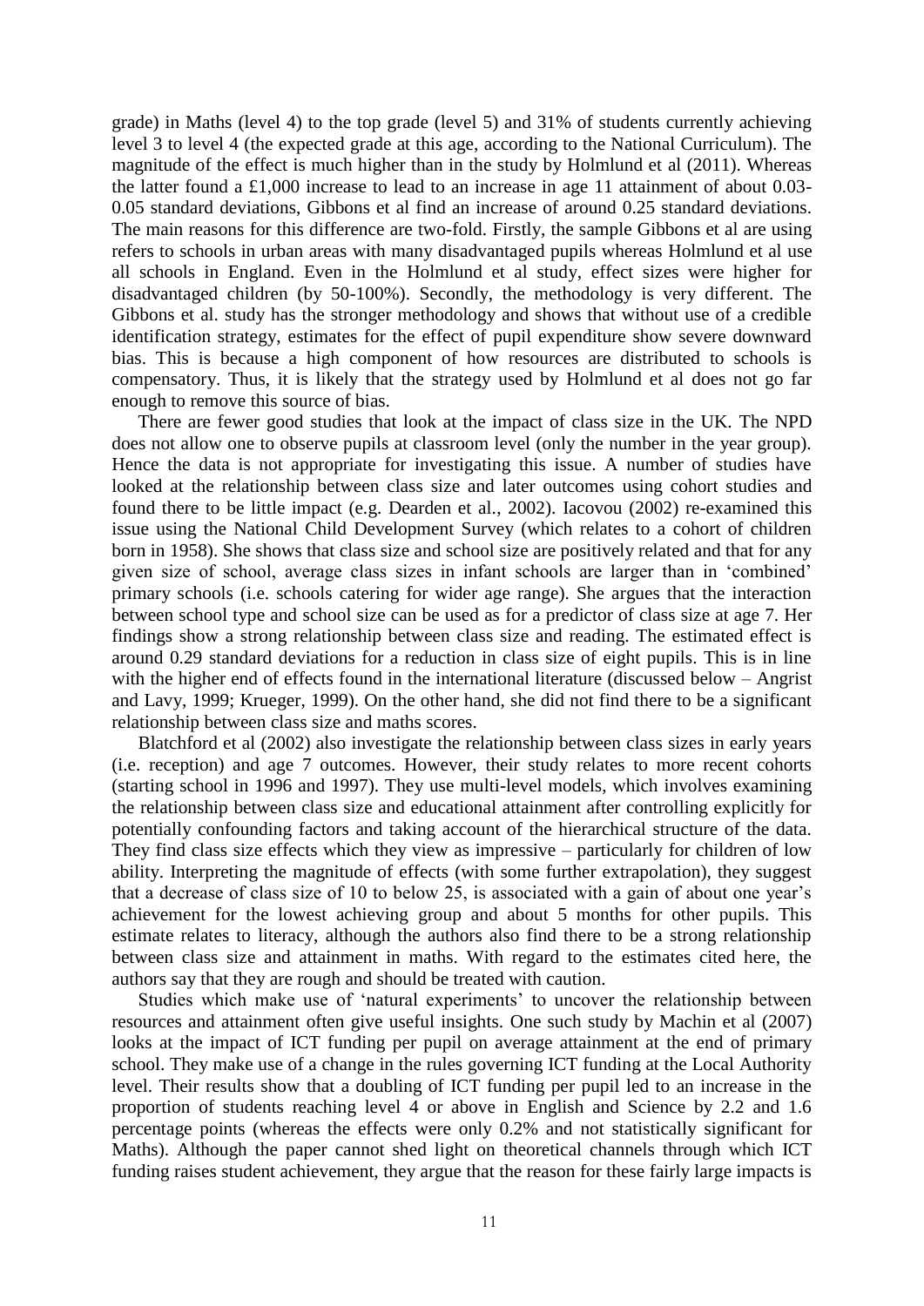grade) in Maths (level 4) to the top grade (level 5) and 31% of students currently achieving level 3 to level 4 (the expected grade at this age, according to the National Curriculum). The magnitude of the effect is much higher than in the study by Holmlund et al (2011). Whereas the latter found a £1,000 increase to lead to an increase in age 11 attainment of about 0.03-0.05 standard deviations, Gibbons et al find an increase of around 0.25 standard deviations. The main reasons for this difference are two-fold. Firstly, the sample Gibbons et al are using refers to schools in urban areas with many disadvantaged pupils whereas Holmlund et al use all schools in England. Even in the Holmlund et al study, effect sizes were higher for disadvantaged children (by 50-100%). Secondly, the methodology is very different. The Gibbons et al. study has the stronger methodology and shows that without use of a credible identification strategy, estimates for the effect of pupil expenditure show severe downward bias. This is because a high component of how resources are distributed to schools is compensatory. Thus, it is likely that the strategy used by Holmlund et al does not go far enough to remove this source of bias.

There are fewer good studies that look at the impact of class size in the UK. The NPD does not allow one to observe pupils at classroom level (only the number in the year group). Hence the data is not appropriate for investigating this issue. A number of studies have looked at the relationship between class size and later outcomes using cohort studies and found there to be little impact (e.g. Dearden et al., 2002). Iacovou (2002) re-examined this issue using the National Child Development Survey (which relates to a cohort of children born in 1958). She shows that class size and school size are positively related and that for any given size of school, average class sizes in infant schools are larger than in 'combined' primary schools (i.e. schools catering for wider age range). She argues that the interaction between school type and school size can be used as for a predictor of class size at age 7. Her findings show a strong relationship between class size and reading. The estimated effect is around 0.29 standard deviations for a reduction in class size of eight pupils. This is in line with the higher end of effects found in the international literature (discussed below – Angrist and Lavy, 1999; Krueger, 1999). On the other hand, she did not find there to be a significant relationship between class size and maths scores.

Blatchford et al (2002) also investigate the relationship between class sizes in early years (i.e. reception) and age 7 outcomes. However, their study relates to more recent cohorts (starting school in 1996 and 1997). They use multi-level models, which involves examining the relationship between class size and educational attainment after controlling explicitly for potentially confounding factors and taking account of the hierarchical structure of the data. They find class size effects which they view as impressive – particularly for children of low ability. Interpreting the magnitude of effects (with some further extrapolation), they suggest that a decrease of class size of 10 to below 25, is associated with a gain of about one year's achievement for the lowest achieving group and about 5 months for other pupils. This estimate relates to literacy, although the authors also find there to be a strong relationship between class size and attainment in maths. With regard to the estimates cited here, the authors say that they are rough and should be treated with caution.

Studies which make use of 'natural experiments' to uncover the relationship between resources and attainment often give useful insights. One such study by Machin et al (2007) looks at the impact of ICT funding per pupil on average attainment at the end of primary school. They make use of a change in the rules governing ICT funding at the Local Authority level. Their results show that a doubling of ICT funding per pupil led to an increase in the proportion of students reaching level 4 or above in English and Science by 2.2 and 1.6 percentage points (whereas the effects were only 0.2% and not statistically significant for Maths). Although the paper cannot shed light on theoretical channels through which ICT funding raises student achievement, they argue that the reason for these fairly large impacts is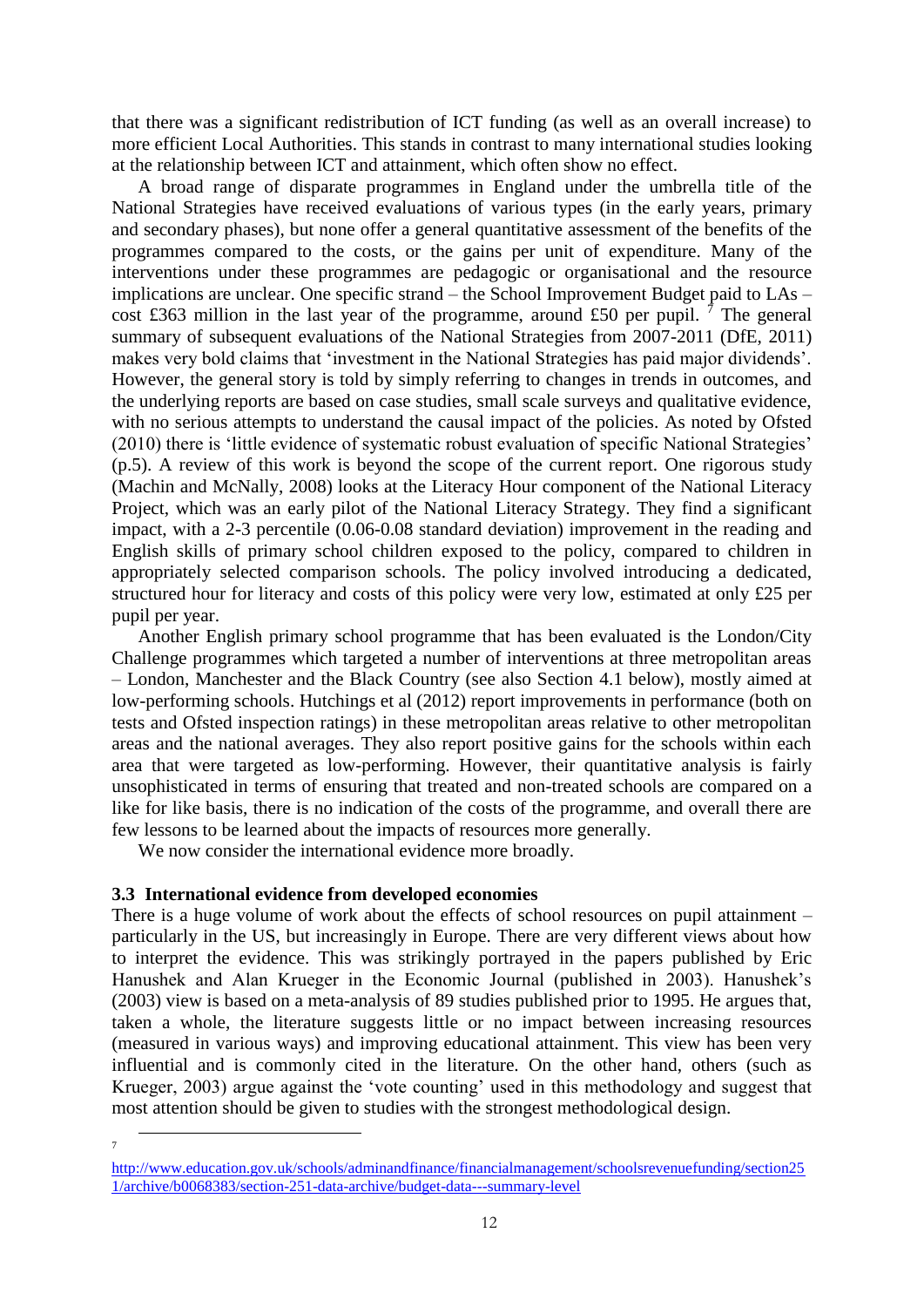that there was a significant redistribution of ICT funding (as well as an overall increase) to more efficient Local Authorities. This stands in contrast to many international studies looking at the relationship between ICT and attainment, which often show no effect.

A broad range of disparate programmes in England under the umbrella title of the National Strategies have received evaluations of various types (in the early years, primary and secondary phases), but none offer a general quantitative assessment of the benefits of the programmes compared to the costs, or the gains per unit of expenditure. Many of the interventions under these programmes are pedagogic or organisational and the resource implications are unclear. One specific strand – the School Improvement Budget paid to LAs – cost £363 million in the last year of the programme, around £50 per pupil. [7] The general summary of subsequent evaluations of the National Strategies from 2007-2011 (DfE, 2011) makes very bold claims that 'investment in the National Strategies has paid major dividends'. However, the general story is told by simply referring to changes in trends in outcomes, and the underlying reports are based on case studies, small scale surveys and qualitative evidence, with no serious attempts to understand the causal impact of the policies. As noted by Ofsted (2010) there is 'little evidence of systematic robust evaluation of specific National Strategies' (p.5). A review of this work is beyond the scope of the current report. One rigorous study (Machin and McNally, 2008) looks at the Literacy Hour component of the National Literacy Project, which was an early pilot of the National Literacy Strategy. They find a significant impact, with a 2-3 percentile (0.06-0.08 standard deviation) improvement in the reading and English skills of primary school children exposed to the policy, compared to children in appropriately selected comparison schools. The policy involved introducing a dedicated, structured hour for literacy and costs of this policy were very low, estimated at only £25 per pupil per year.

Another English primary school programme that has been evaluated is the London/City Challenge programmes which targeted a number of interventions at three metropolitan areas – London, Manchester and the Black Country (see also Section 4.1 below), mostly aimed at low-performing schools. Hutchings et al (2012) report improvements in performance (both on tests and Ofsted inspection ratings) in these metropolitan areas relative to other metropolitan areas and the national averages. They also report positive gains for the schools within each area that were targeted as low-performing. However, their quantitative analysis is fairly unsophisticated in terms of ensuring that treated and non-treated schools are compared on a like for like basis, there is no indication of the costs of the programme, and overall there are few lessons to be learned about the impacts of resources more generally.

We now consider the international evidence more broadly.

### 3.3 International evidence from developed economies

There is a huge volume of work about the effects of school resources on pupil attainment – particularly in the US, but increasingly in Europe. There are very different views about how to interpret the evidence. This was strikingly portrayed in the papers published by Eric Hanushek and Alan Krueger in the Economic Journal (published in 2003). Hanushek's (2003) view is based on a meta-analysis of 89 studies published prior to 1995. He argues that, taken a whole, the literature suggests little or no impact between increasing resources (measured in various ways) and improving educational attainment. This view has been very influential and is commonly cited in the literature. On the other hand, others (such as Krueger, 2003) argue against the 'vote counting' used in this methodology and suggest that most attention should be given to studies with the strongest methodological design.

---

[7] http://www.education.gov.uk/schools/adminandfinance/financialmanagement/schoolsrevenuefunding/section251/archive/b0068383/section-251-data-archive/budget-data---summary-level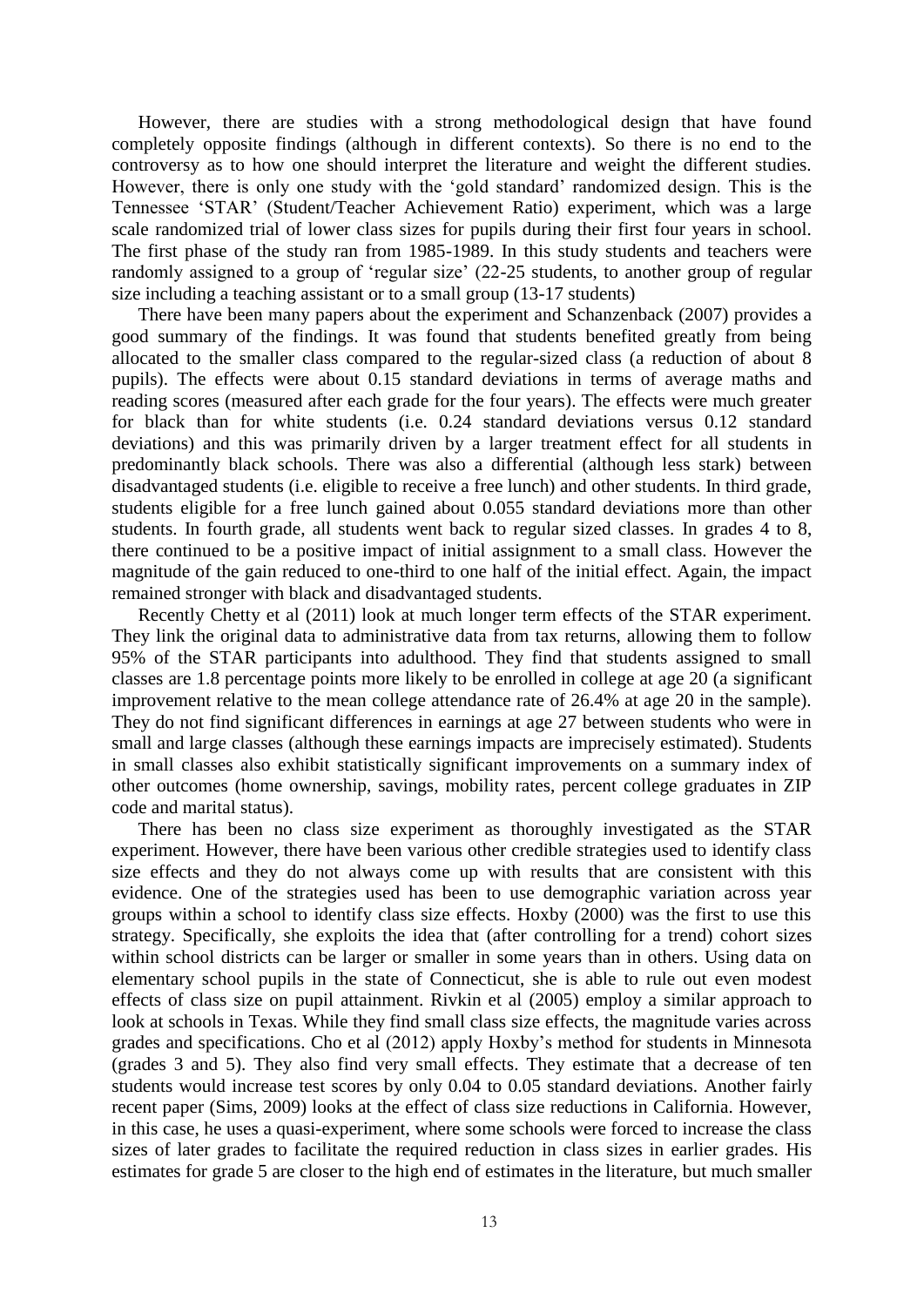However, there are studies with a strong methodological design that have found completely opposite findings (although in different contexts). So there is no end to the controversy as to how one should interpret the literature and weight the different studies. However, there is only one study with the 'gold standard' randomized design. This is the Tennessee 'STAR' (Student/Teacher Achievement Ratio) experiment, which was a large scale randomized trial of lower class sizes for pupils during their first four years in school. The first phase of the study ran from 1985-1989. In this study students and teachers were randomly assigned to a group of 'regular size' (22-25 students, to another group of regular size including a teaching assistant or to a small group (13-17 students)

There have been many papers about the experiment and Schanzenback (2007) provides a good summary of the findings. It was found that students benefited greatly from being allocated to the smaller class compared to the regular-sized class (a reduction of about 8 pupils). The effects were about 0.15 standard deviations in terms of average maths and reading scores (measured after each grade for the four years). The effects were much greater for black than for white students (i.e. 0.24 standard deviations versus 0.12 standard deviations) and this was primarily driven by a larger treatment effect for all students in predominantly black schools. There was also a differential (although less stark) between disadvantaged students (i.e. eligible to receive a free lunch) and other students. In third grade, students eligible for a free lunch gained about 0.055 standard deviations more than other students. In fourth grade, all students went back to regular sized classes. In grades 4 to 8, there continued to be a positive impact of initial assignment to a small class. However the magnitude of the gain reduced to one-third to one half of the initial effect. Again, the impact remained stronger with black and disadvantaged students.

Recently Chetty et al (2011) look at much longer term effects of the STAR experiment. They link the original data to administrative data from tax returns, allowing them to follow 95% of the STAR participants into adulthood. They find that students assigned to small classes are 1.8 percentage points more likely to be enrolled in college at age 20 (a significant improvement relative to the mean college attendance rate of 26.4% at age 20 in the sample). They do not find significant differences in earnings at age 27 between students who were in small and large classes (although these earnings impacts are imprecisely estimated). Students in small classes also exhibit statistically significant improvements on a summary index of other outcomes (home ownership, savings, mobility rates, percent college graduates in ZIP code and marital status).

There has been no class size experiment as thoroughly investigated as the STAR experiment. However, there have been various other credible strategies used to identify class size effects and they do not always come up with results that are consistent with this evidence. One of the strategies used has been to use demographic variation across year groups within a school to identify class size effects. Hoxby (2000) was the first to use this strategy. Specifically, she exploits the idea that (after controlling for a trend) cohort sizes within school districts can be larger or smaller in some years than in others. Using data on elementary school pupils in the state of Connecticut, she is able to rule out even modest effects of class size on pupil attainment. Rivkin et al (2005) employ a similar approach to look at schools in Texas. While they find small class size effects, the magnitude varies across grades and specifications. Cho et al (2012) apply Hoxby's method for students in Minnesota (grades 3 and 5). They also find very small effects. They estimate that a decrease of ten students would increase test scores by only 0.04 to 0.05 standard deviations. Another fairly recent paper (Sims, 2009) looks at the effect of class size reductions in California. However, in this case, he uses a quasi-experiment, where some schools were forced to increase the class sizes of later grades to facilitate the required reduction in class sizes in earlier grades. His estimates for grade 5 are closer to the high end of estimates in the literature, but much smaller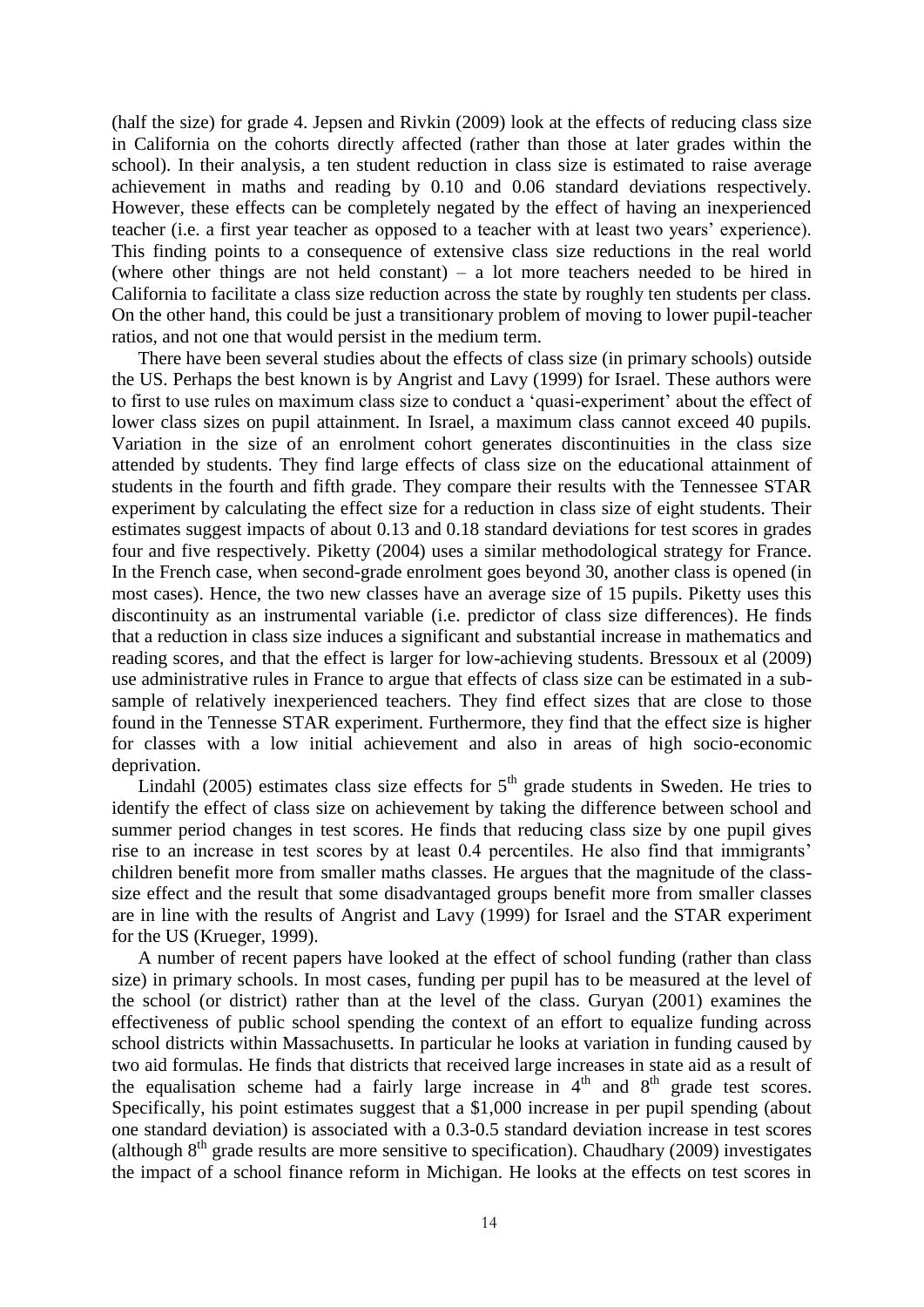(half the size) for grade 4. Jepsen and Rivkin (2009) look at the effects of reducing class size in California on the cohorts directly affected (rather than those at later grades within the school). In their analysis, a ten student reduction in class size is estimated to raise average achievement in maths and reading by 0.10 and 0.06 standard deviations respectively. However, these effects can be completely negated by the effect of having an inexperienced teacher (i.e. a first year teacher as opposed to a teacher with at least two years' experience). This finding points to a consequence of extensive class size reductions in the real world (where other things are not held constant) – a lot more teachers needed to be hired in California to facilitate a class size reduction across the state by roughly ten students per class. On the other hand, this could be just a transitionary problem of moving to lower pupil-teacher ratios, and not one that would persist in the medium term.

There have been several studies about the effects of class size (in primary schools) outside the US. Perhaps the best known is by Angrist and Lavy (1999) for Israel. These authors were to first to use rules on maximum class size to conduct a 'quasi-experiment' about the effect of lower class sizes on pupil attainment. In Israel, a maximum class cannot exceed 40 pupils. Variation in the size of an enrolment cohort generates discontinuities in the class size attended by students. They find large effects of class size on the educational attainment of students in the fourth and fifth grade. They compare their results with the Tennessee STAR experiment by calculating the effect size for a reduction in class size of eight students. Their estimates suggest impacts of about 0.13 and 0.18 standard deviations for test scores in grades four and five respectively. Piketty (2004) uses a similar methodological strategy for France. In the French case, when second-grade enrolment goes beyond 30, another class is opened (in most cases). Hence, the two new classes have an average size of 15 pupils. Piketty uses this discontinuity as an instrumental variable (i.e. predictor of class size differences). He finds that a reduction in class size induces a significant and substantial increase in mathematics and reading scores, and that the effect is larger for low-achieving students. Bressoux et al (2009) use administrative rules in France to argue that effects of class size can be estimated in a sub-sample of relatively inexperienced teachers. They find effect sizes that are close to those found in the Tennesse STAR experiment. Furthermore, they find that the effect size is higher for classes with a low initial achievement and also in areas of high socio-economic deprivation.

Lindahl (2005) estimates class size effects for 5th grade students in Sweden. He tries to identify the effect of class size on achievement by taking the difference between school and summer period changes in test scores. He finds that reducing class size by one pupil gives rise to an increase in test scores by at least 0.4 percentiles. He also find that immigrants' children benefit more from smaller maths classes. He argues that the magnitude of the class-size effect and the result that some disadvantaged groups benefit more from smaller classes are in line with the results of Angrist and Lavy (1999) for Israel and the STAR experiment for the US (Krueger, 1999).

A number of recent papers have looked at the effect of school funding (rather than class size) in primary schools. In most cases, funding per pupil has to be measured at the level of the school (or district) rather than at the level of the class. Guryan (2001) examines the effectiveness of public school spending the context of an effort to equalize funding across school districts within Massachusetts. In particular he looks at variation in funding caused by two aid formulas. He finds that districts that received large increases in state aid as a result of the equalisation scheme had a fairly large increase in 4th and 8th grade test scores. Specifically, his point estimates suggest that a $1,000 increase in per pupil spending (about one standard deviation) is associated with a 0.3-0.5 standard deviation increase in test scores (although 8th grade results are more sensitive to specification). Chaudhary (2009) investigates the impact of a school finance reform in Michigan. He looks at the effects on test scores in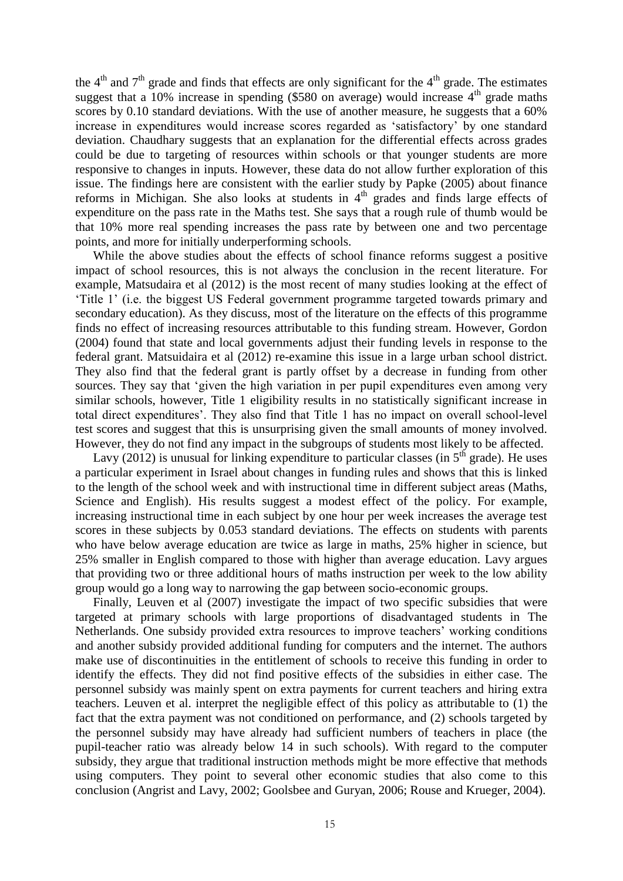the $4^{th}$ and $7^{th}$ grade and finds that effects are only significant for the $4^{th}$ grade. The estimates suggest that a 10% increase in spending ($580 on average) would increase $4^{th}$ grade maths scores by 0.10 standard deviations. With the use of another measure, he suggests that a 60% increase in expenditures would increase scores regarded as 'satisfactory' by one standard deviation. Chaudhary suggests that an explanation for the differential effects across grades could be due to targeting of resources within schools or that younger students are more responsive to changes in inputs. However, these data do not allow further exploration of this issue. The findings here are consistent with the earlier study by Papke (2005) about finance reforms in Michigan. She also looks at students in $4^{th}$ grades and finds large effects of expenditure on the pass rate in the Maths test. She says that a rough rule of thumb would be that 10% more real spending increases the pass rate by between one and two percentage points, and more for initially underperforming schools.

While the above studies about the effects of school finance reforms suggest a positive impact of school resources, this is not always the conclusion in the recent literature. For example, Matsudaira et al (2012) is the most recent of many studies looking at the effect of 'Title 1' (i.e. the biggest US Federal government programme targeted towards primary and secondary education). As they discuss, most of the literature on the effects of this programme finds no effect of increasing resources attributable to this funding stream. However, Gordon (2004) found that state and local governments adjust their funding levels in response to the federal grant. Matsuidaira et al (2012) re-examine this issue in a large urban school district. They also find that the federal grant is partly offset by a decrease in funding from other sources. They say that 'given the high variation in per pupil expenditures even among very similar schools, however, Title 1 eligibility results in no statistically significant increase in total direct expenditures'. They also find that Title 1 has no impact on overall school-level test scores and suggest that this is unsurprising given the small amounts of money involved. However, they do not find any impact in the subgroups of students most likely to be affected.

Lavy (2012) is unusual for linking expenditure to particular classes (in $5^{th}$ grade). He uses a particular experiment in Israel about changes in funding rules and shows that this is linked to the length of the school week and with instructional time in different subject areas (Maths, Science and English). His results suggest a modest effect of the policy. For example, increasing instructional time in each subject by one hour per week increases the average test scores in these subjects by 0.053 standard deviations. The effects on students with parents who have below average education are twice as large in maths, 25% higher in science, but 25% smaller in English compared to those with higher than average education. Lavy argues that providing two or three additional hours of maths instruction per week to the low ability group would go a long way to narrowing the gap between socio-economic groups.

Finally, Leuven et al (2007) investigate the impact of two specific subsidies that were targeted at primary schools with large proportions of disadvantaged students in The Netherlands. One subsidy provided extra resources to improve teachers' working conditions and another subsidy provided additional funding for computers and the internet. The authors make use of discontinuities in the entitlement of schools to receive this funding in order to identify the effects. They did not find positive effects of the subsidies in either case. The personnel subsidy was mainly spent on extra payments for current teachers and hiring extra teachers. Leuven et al. interpret the negligible effect of this policy as attributable to (1) the fact that the extra payment was not conditioned on performance, and (2) schools targeted by the personnel subsidy may have already had sufficient numbers of teachers in place (the pupil-teacher ratio was already below 14 in such schools). With regard to the computer subsidy, they argue that traditional instruction methods might be more effective that methods using computers. They point to several other economic studies that also come to this conclusion (Angrist and Lavy, 2002; Goolsbee and Guryan, 2006; Rouse and Krueger, 2004).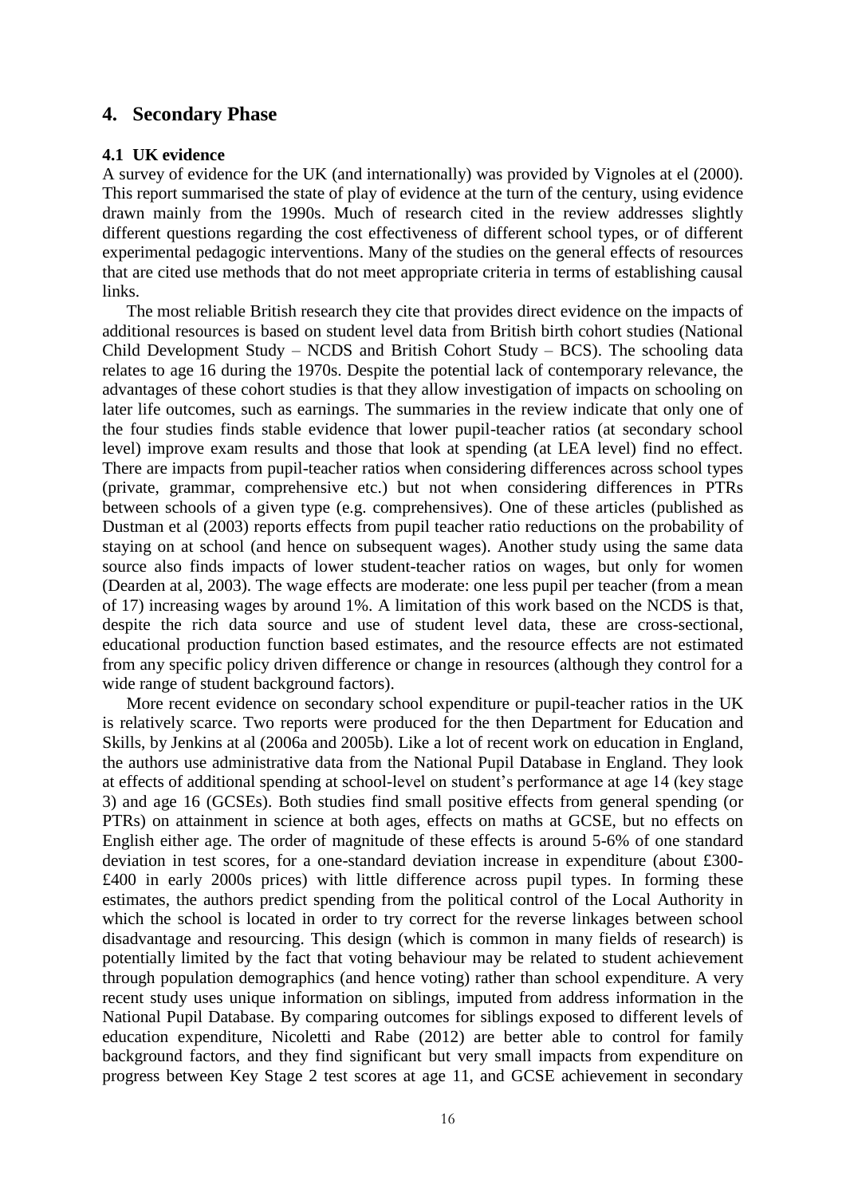## 4. Secondary Phase

### 4.1 UK evidence

A survey of evidence for the UK (and internationally) was provided by Vignoles at el (2000). This report summarised the state of play of evidence at the turn of the century, using evidence drawn mainly from the 1990s. Much of research cited in the review addresses slightly different questions regarding the cost effectiveness of different school types, or of different experimental pedagogic interventions. Many of the studies on the general effects of resources that are cited use methods that do not meet appropriate criteria in terms of establishing causal links.

The most reliable British research they cite that provides direct evidence on the impacts of additional resources is based on student level data from British birth cohort studies (National Child Development Study – NCDS and British Cohort Study – BCS). The schooling data relates to age 16 during the 1970s. Despite the potential lack of contemporary relevance, the advantages of these cohort studies is that they allow investigation of impacts on schooling on later life outcomes, such as earnings. The summaries in the review indicate that only one of the four studies finds stable evidence that lower pupil-teacher ratios (at secondary school level) improve exam results and those that look at spending (at LEA level) find no effect. There are impacts from pupil-teacher ratios when considering differences across school types (private, grammar, comprehensive etc.) but not when considering differences in PTRs between schools of a given type (e.g. comprehensives). One of these articles (published as Dustman et al (2003) reports effects from pupil teacher ratio reductions on the probability of staying on at school (and hence on subsequent wages). Another study using the same data source also finds impacts of lower student-teacher ratios on wages, but only for women (Dearden at al, 2003). The wage effects are moderate: one less pupil per teacher (from a mean of 17) increasing wages by around 1%. A limitation of this work based on the NCDS is that, despite the rich data source and use of student level data, these are cross-sectional, educational production function based estimates, and the resource effects are not estimated from any specific policy driven difference or change in resources (although they control for a wide range of student background factors).

More recent evidence on secondary school expenditure or pupil-teacher ratios in the UK is relatively scarce. Two reports were produced for the then Department for Education and Skills, by Jenkins at al (2006a and 2005b). Like a lot of recent work on education in England, the authors use administrative data from the National Pupil Database in England. They look at effects of additional spending at school-level on student's performance at age 14 (key stage 3) and age 16 (GCSEs). Both studies find small positive effects from general spending (or PTRs) on attainment in science at both ages, effects on maths at GCSE, but no effects on English either age. The order of magnitude of these effects is around 5-6% of one standard deviation in test scores, for a one-standard deviation increase in expenditure (about £300-£400 in early 2000s prices) with little difference across pupil types. In forming these estimates, the authors predict spending from the political control of the Local Authority in which the school is located in order to try correct for the reverse linkages between school disadvantage and resourcing. This design (which is common in many fields of research) is potentially limited by the fact that voting behaviour may be related to student achievement through population demographics (and hence voting) rather than school expenditure. A very recent study uses unique information on siblings, imputed from address information in the National Pupil Database. By comparing outcomes for siblings exposed to different levels of education expenditure, Nicoletti and Rabe (2012) are better able to control for family background factors, and they find significant but very small impacts from expenditure on progress between Key Stage 2 test scores at age 11, and GCSE achievement in secondary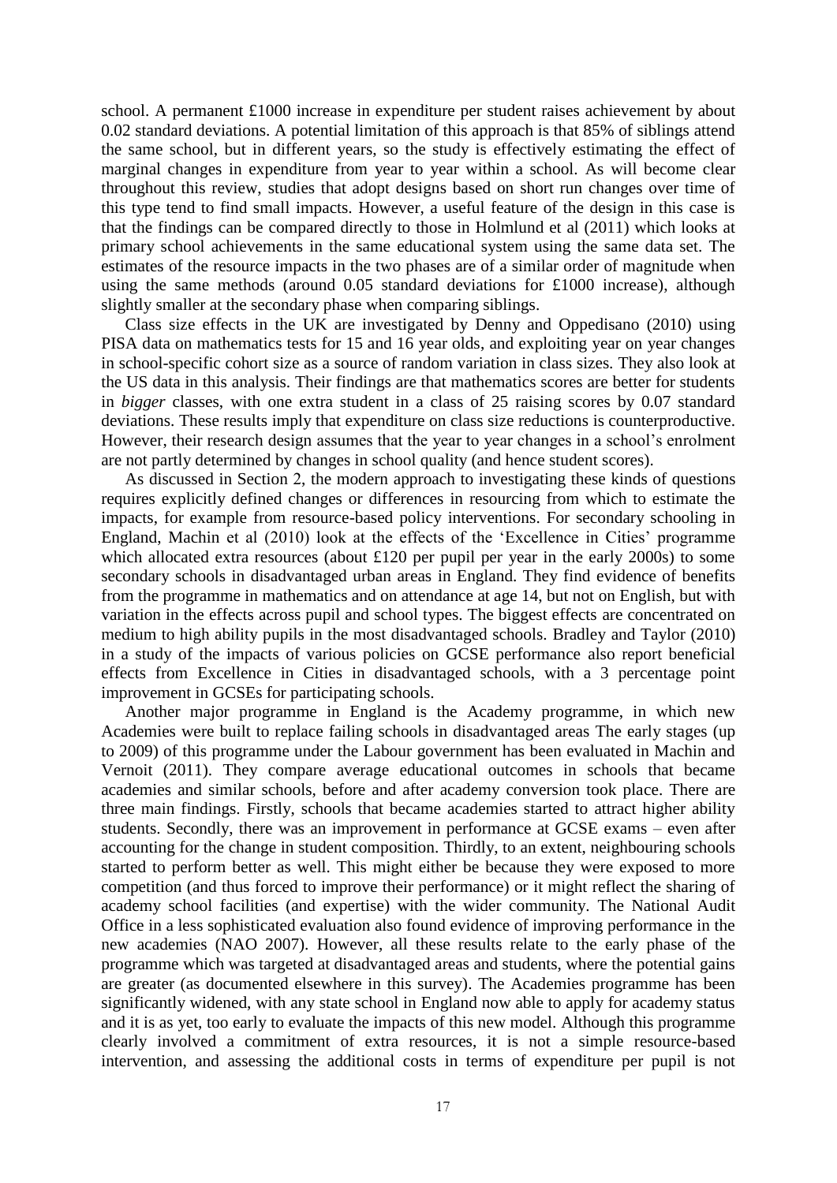school. A permanent £1000 increase in expenditure per student raises achievement by about 0.02 standard deviations. A potential limitation of this approach is that 85% of siblings attend the same school, but in different years, so the study is effectively estimating the effect of marginal changes in expenditure from year to year within a school. As will become clear throughout this review, studies that adopt designs based on short run changes over time of this type tend to find small impacts. However, a useful feature of the design in this case is that the findings can be compared directly to those in Holmlund et al (2011) which looks at primary school achievements in the same educational system using the same data set. The estimates of the resource impacts in the two phases are of a similar order of magnitude when using the same methods (around 0.05 standard deviations for £1000 increase), although slightly smaller at the secondary phase when comparing siblings.

Class size effects in the UK are investigated by Denny and Oppedisano (2010) using PISA data on mathematics tests for 15 and 16 year olds, and exploiting year on year changes in school-specific cohort size as a source of random variation in class sizes. They also look at the US data in this analysis. Their findings are that mathematics scores are better for students in *bigger* classes, with one extra student in a class of 25 raising scores by 0.07 standard deviations. These results imply that expenditure on class size reductions is counterproductive. However, their research design assumes that the year to year changes in a school's enrolment are not partly determined by changes in school quality (and hence student scores).

As discussed in Section 2, the modern approach to investigating these kinds of questions requires explicitly defined changes or differences in resourcing from which to estimate the impacts, for example from resource-based policy interventions. For secondary schooling in England, Machin et al (2010) look at the effects of the 'Excellence in Cities' programme which allocated extra resources (about £120 per pupil per year in the early 2000s) to some secondary schools in disadvantaged urban areas in England. They find evidence of benefits from the programme in mathematics and on attendance at age 14, but not on English, but with variation in the effects across pupil and school types. The biggest effects are concentrated on medium to high ability pupils in the most disadvantaged schools. Bradley and Taylor (2010) in a study of the impacts of various policies on GCSE performance also report beneficial effects from Excellence in Cities in disadvantaged schools, with a 3 percentage point improvement in GCSEs for participating schools.

Another major programme in England is the Academy programme, in which new Academies were built to replace failing schools in disadvantaged areas The early stages (up to 2009) of this programme under the Labour government has been evaluated in Machin and Vernoit (2011). They compare average educational outcomes in schools that became academies and similar schools, before and after academy conversion took place. There are three main findings. Firstly, schools that became academies started to attract higher ability students. Secondly, there was an improvement in performance at GCSE exams – even after accounting for the change in student composition. Thirdly, to an extent, neighbouring schools started to perform better as well. This might either be because they were exposed to more competition (and thus forced to improve their performance) or it might reflect the sharing of academy school facilities (and expertise) with the wider community. The National Audit Office in a less sophisticated evaluation also found evidence of improving performance in the new academies (NAO 2007). However, all these results relate to the early phase of the programme which was targeted at disadvantaged areas and students, where the potential gains are greater (as documented elsewhere in this survey). The Academies programme has been significantly widened, with any state school in England now able to apply for academy status and it is as yet, too early to evaluate the impacts of this new model. Although this programme clearly involved a commitment of extra resources, it is not a simple resource-based intervention, and assessing the additional costs in terms of expenditure per pupil is not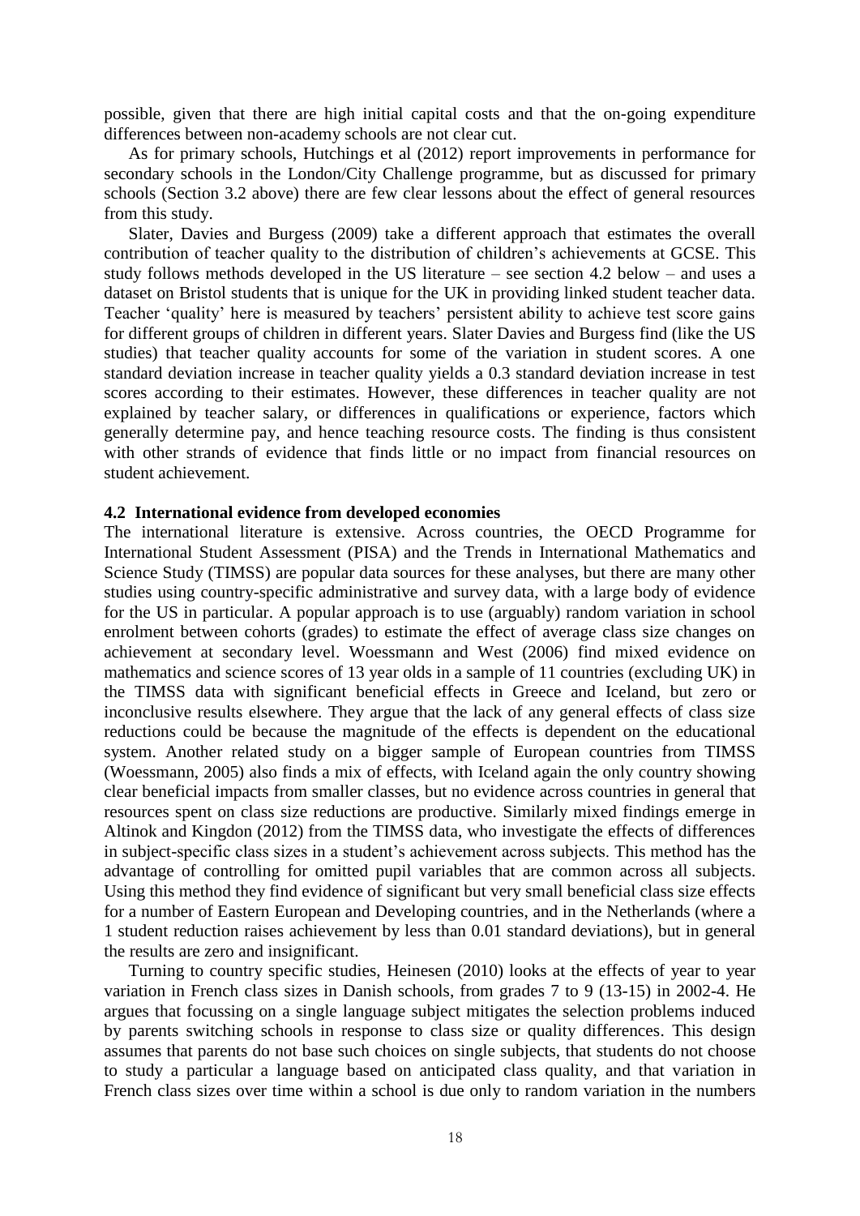possible, given that there are high initial capital costs and that the on-going expenditure differences between non-academy schools are not clear cut.

As for primary schools, Hutchings et al (2012) report improvements in performance for secondary schools in the London/City Challenge programme, but as discussed for primary schools (Section 3.2 above) there are few clear lessons about the effect of general resources from this study.

Slater, Davies and Burgess (2009) take a different approach that estimates the overall contribution of teacher quality to the distribution of children's achievements at GCSE. This study follows methods developed in the US literature – see section 4.2 below – and uses a dataset on Bristol students that is unique for the UK in providing linked student teacher data. Teacher 'quality' here is measured by teachers' persistent ability to achieve test score gains for different groups of children in different years. Slater Davies and Burgess find (like the US studies) that teacher quality accounts for some of the variation in student scores. A one standard deviation increase in teacher quality yields a 0.3 standard deviation increase in test scores according to their estimates. However, these differences in teacher quality are not explained by teacher salary, or differences in qualifications or experience, factors which generally determine pay, and hence teaching resource costs. The finding is thus consistent with other strands of evidence that finds little or no impact from financial resources on student achievement.

## 4.2 International evidence from developed economies

The international literature is extensive. Across countries, the OECD Programme for International Student Assessment (PISA) and the Trends in International Mathematics and Science Study (TIMSS) are popular data sources for these analyses, but there are many other studies using country-specific administrative and survey data, with a large body of evidence for the US in particular. A popular approach is to use (arguably) random variation in school enrolment between cohorts (grades) to estimate the effect of average class size changes on achievement at secondary level. Woessmann and West (2006) find mixed evidence on mathematics and science scores of 13 year olds in a sample of 11 countries (excluding UK) in the TIMSS data with significant beneficial effects in Greece and Iceland, but zero or inconclusive results elsewhere. They argue that the lack of any general effects of class size reductions could be because the magnitude of the effects is dependent on the educational system. Another related study on a bigger sample of European countries from TIMSS (Woessmann, 2005) also finds a mix of effects, with Iceland again the only country showing clear beneficial impacts from smaller classes, but no evidence across countries in general that resources spent on class size reductions are productive. Similarly mixed findings emerge in Altinok and Kingdon (2012) from the TIMSS data, who investigate the effects of differences in subject-specific class sizes in a student's achievement across subjects. This method has the advantage of controlling for omitted pupil variables that are common across all subjects. Using this method they find evidence of significant but very small beneficial class size effects for a number of Eastern European and Developing countries, and in the Netherlands (where a 1 student reduction raises achievement by less than 0.01 standard deviations), but in general the results are zero and insignificant.

Turning to country specific studies, Heinesen (2010) looks at the effects of year to year variation in French class sizes in Danish schools, from grades 7 to 9 (13-15) in 2002-4. He argues that focussing on a single language subject mitigates the selection problems induced by parents switching schools in response to class size or quality differences. This design assumes that parents do not base such choices on single subjects, that students do not choose to study a particular a language based on anticipated class quality, and that variation in French class sizes over time within a school is due only to random variation in the numbers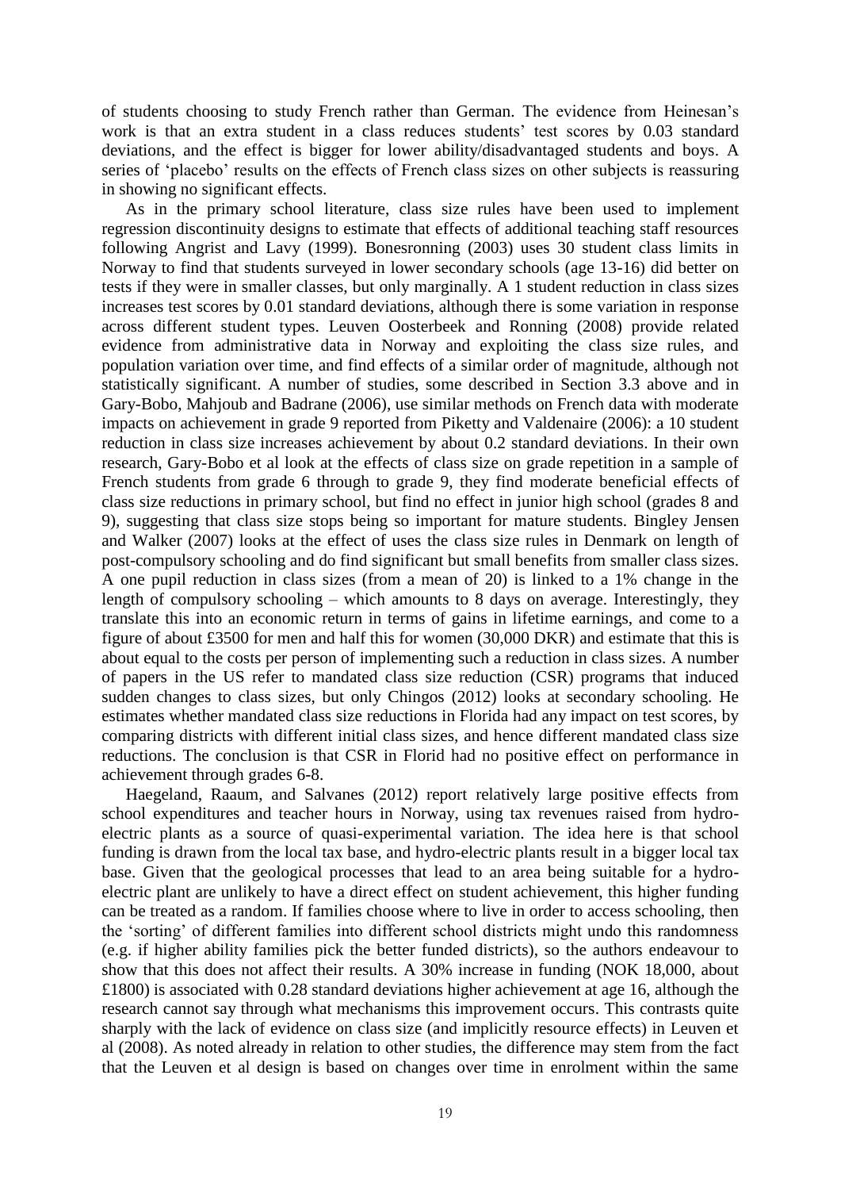of students choosing to study French rather than German. The evidence from Heinesan's work is that an extra student in a class reduces students' test scores by 0.03 standard deviations, and the effect is bigger for lower ability/disadvantaged students and boys. A series of 'placebo' results on the effects of French class sizes on other subjects is reassuring in showing no significant effects.

As in the primary school literature, class size rules have been used to implement regression discontinuity designs to estimate that effects of additional teaching staff resources following Angrist and Lavy (1999). Bonesronning (2003) uses 30 student class limits in Norway to find that students surveyed in lower secondary schools (age 13-16) did better on tests if they were in smaller classes, but only marginally. A 1 student reduction in class sizes increases test scores by 0.01 standard deviations, although there is some variation in response across different student types. Leuven Oosterbeek and Ronning (2008) provide related evidence from administrative data in Norway and exploiting the class size rules, and population variation over time, and find effects of a similar order of magnitude, although not statistically significant. A number of studies, some described in Section 3.3 above and in Gary-Bobo, Mahjoub and Badrane (2006), use similar methods on French data with moderate impacts on achievement in grade 9 reported from Piketty and Valdenaire (2006): a 10 student reduction in class size increases achievement by about 0.2 standard deviations. In their own research, Gary-Bobo et al look at the effects of class size on grade repetition in a sample of French students from grade 6 through to grade 9, they find moderate beneficial effects of class size reductions in primary school, but find no effect in junior high school (grades 8 and 9), suggesting that class size stops being so important for mature students. Bingley Jensen and Walker (2007) looks at the effect of uses the class size rules in Denmark on length of post-compulsory schooling and do find significant but small benefits from smaller class sizes. A one pupil reduction in class sizes (from a mean of 20) is linked to a 1% change in the length of compulsory schooling – which amounts to 8 days on average. Interestingly, they translate this into an economic return in terms of gains in lifetime earnings, and come to a figure of about £3500 for men and half this for women (30,000 DKR) and estimate that this is about equal to the costs per person of implementing such a reduction in class sizes. A number of papers in the US refer to mandated class size reduction (CSR) programs that induced sudden changes to class sizes, but only Chingos (2012) looks at secondary schooling. He estimates whether mandated class size reductions in Florida had any impact on test scores, by comparing districts with different initial class sizes, and hence different mandated class size reductions. The conclusion is that CSR in Florid had no positive effect on performance in achievement through grades 6-8.

Haegeland, Raaum, and Salvanes (2012) report relatively large positive effects from school expenditures and teacher hours in Norway, using tax revenues raised from hydro-electric plants as a source of quasi-experimental variation. The idea here is that school funding is drawn from the local tax base, and hydro-electric plants result in a bigger local tax base. Given that the geological processes that lead to an area being suitable for a hydro-electric plant are unlikely to have a direct effect on student achievement, this higher funding can be treated as a random. If families choose where to live in order to access schooling, then the 'sorting' of different families into different school districts might undo this randomness (e.g. if higher ability families pick the better funded districts), so the authors endeavour to show that this does not affect their results. A 30% increase in funding (NOK 18,000, about £1800) is associated with 0.28 standard deviations higher achievement at age 16, although the research cannot say through what mechanisms this improvement occurs. This contrasts quite sharply with the lack of evidence on class size (and implicitly resource effects) in Leuven et al (2008). As noted already in relation to other studies, the difference may stem from the fact that the Leuven et al design is based on changes over time in enrolment within the same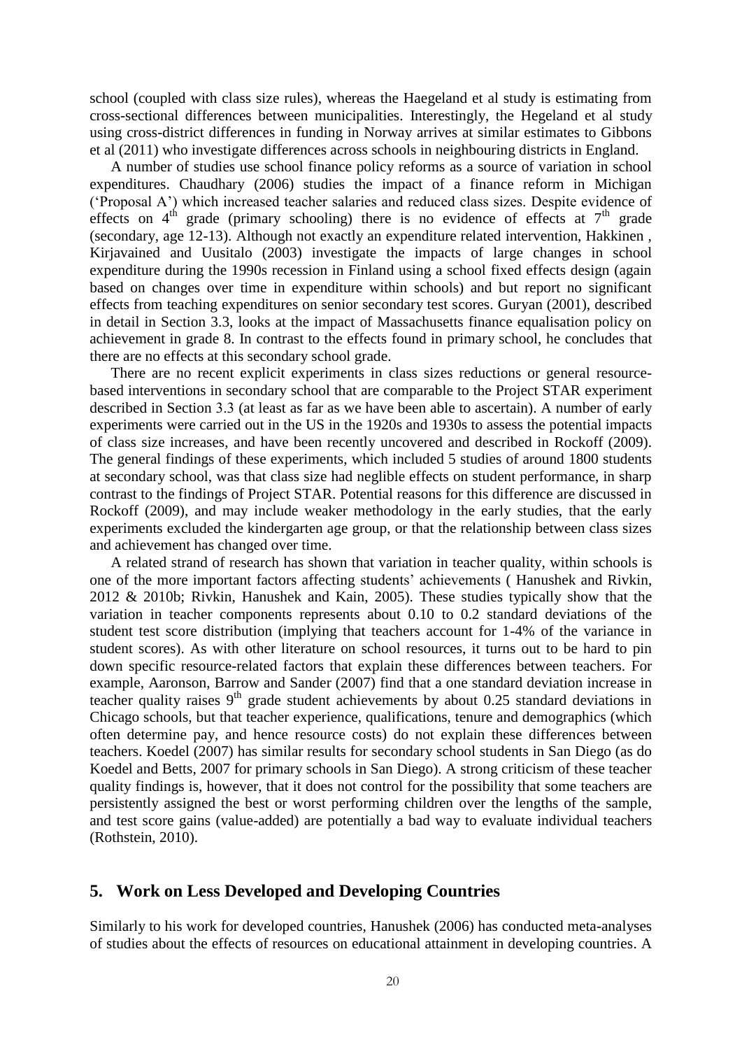school (coupled with class size rules), whereas the Haegeland et al study is estimating from cross-sectional differences between municipalities. Interestingly, the Hegeland et al study using cross-district differences in funding in Norway arrives at similar estimates to Gibbons et al (2011) who investigate differences across schools in neighbouring districts in England.

A number of studies use school finance policy reforms as a source of variation in school expenditures. Chaudhary (2006) studies the impact of a finance reform in Michigan ('Proposal A') which increased teacher salaries and reduced class sizes. Despite evidence of effects on 4$^{th}$ grade (primary schooling) there is no evidence of effects at 7$^{th}$ grade (secondary, age 12-13). Although not exactly an expenditure related intervention, Hakkinen , Kirjavained and Uusitalo (2003) investigate the impacts of large changes in school expenditure during the 1990s recession in Finland using a school fixed effects design (again based on changes over time in expenditure within schools) and but report no significant effects from teaching expenditures on senior secondary test scores. Guryan (2001), described in detail in Section 3.3, looks at the impact of Massachusetts finance equalisation policy on achievement in grade 8. In contrast to the effects found in primary school, he concludes that there are no effects at this secondary school grade.

There are no recent explicit experiments in class sizes reductions or general resource-based interventions in secondary school that are comparable to the Project STAR experiment described in Section 3.3 (at least as far as we have been able to ascertain). A number of early experiments were carried out in the US in the 1920s and 1930s to assess the potential impacts of class size increases, and have been recently uncovered and described in Rockoff (2009). The general findings of these experiments, which included 5 studies of around 1800 students at secondary school, was that class size had neglible effects on student performance, in sharp contrast to the findings of Project STAR. Potential reasons for this difference are discussed in Rockoff (2009), and may include weaker methodology in the early studies, that the early experiments excluded the kindergarten age group, or that the relationship between class sizes and achievement has changed over time.

A related strand of research has shown that variation in teacher quality, within schools is one of the more important factors affecting students' achievements ( Hanushek and Rivkin, 2012 & 2010b; Rivkin, Hanushek and Kain, 2005). These studies typically show that the variation in teacher components represents about 0.10 to 0.2 standard deviations of the student test score distribution (implying that teachers account for 1-4% of the variance in student scores). As with other literature on school resources, it turns out to be hard to pin down specific resource-related factors that explain these differences between teachers. For example, Aaronson, Barrow and Sander (2007) find that a one standard deviation increase in teacher quality raises 9$^{th}$ grade student achievements by about 0.25 standard deviations in Chicago schools, but that teacher experience, qualifications, tenure and demographics (which often determine pay, and hence resource costs) do not explain these differences between teachers. Koedel (2007) has similar results for secondary school students in San Diego (as do Koedel and Betts, 2007 for primary schools in San Diego). A strong criticism of these teacher quality findings is, however, that it does not control for the possibility that some teachers are persistently assigned the best or worst performing children over the lengths of the sample, and test score gains (value-added) are potentially a bad way to evaluate individual teachers (Rothstein, 2010).

## 5. Work on Less Developed and Developing Countries

Similarly to his work for developed countries, Hanushek (2006) has conducted meta-analyses of studies about the effects of resources on educational attainment in developing countries. A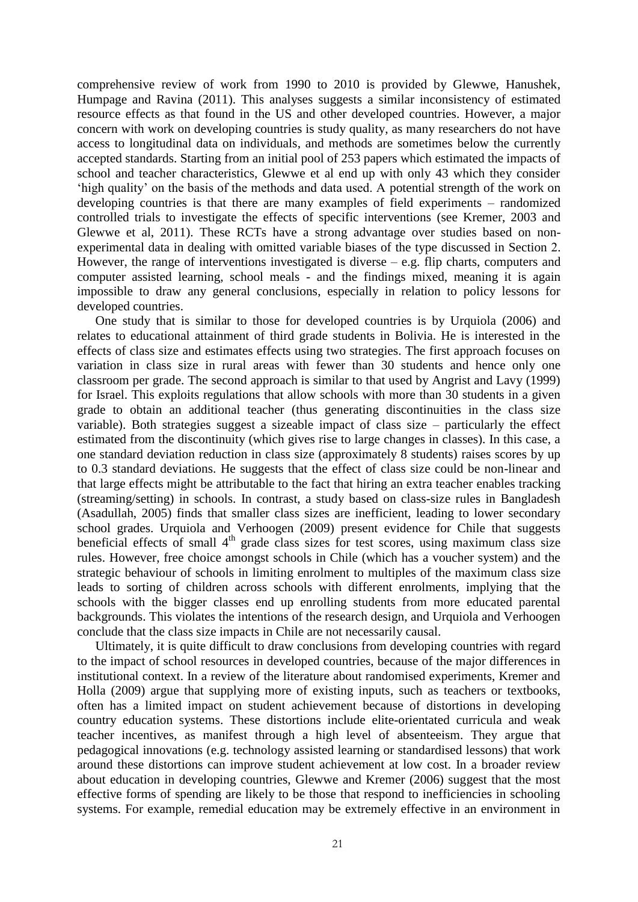comprehensive review of work from 1990 to 2010 is provided by Glewwe, Hanushek, Humpage and Ravina (2011). This analyses suggests a similar inconsistency of estimated resource effects as that found in the US and other developed countries. However, a major concern with work on developing countries is study quality, as many researchers do not have access to longitudinal data on individuals, and methods are sometimes below the currently accepted standards. Starting from an initial pool of 253 papers which estimated the impacts of school and teacher characteristics, Glewwe et al end up with only 43 which they consider 'high quality' on the basis of the methods and data used. A potential strength of the work on developing countries is that there are many examples of field experiments – randomized controlled trials to investigate the effects of specific interventions (see Kremer, 2003 and Glewwe et al, 2011). These RCTs have a strong advantage over studies based on non-experimental data in dealing with omitted variable biases of the type discussed in Section 2. However, the range of interventions investigated is diverse – e.g. flip charts, computers and computer assisted learning, school meals - and the findings mixed, meaning it is again impossible to draw any general conclusions, especially in relation to policy lessons for developed countries.

One study that is similar to those for developed countries is by Urquiola (2006) and relates to educational attainment of third grade students in Bolivia. He is interested in the effects of class size and estimates effects using two strategies. The first approach focuses on variation in class size in rural areas with fewer than 30 students and hence only one classroom per grade. The second approach is similar to that used by Angrist and Lavy (1999) for Israel. This exploits regulations that allow schools with more than 30 students in a given grade to obtain an additional teacher (thus generating discontinuities in the class size variable). Both strategies suggest a sizeable impact of class size – particularly the effect estimated from the discontinuity (which gives rise to large changes in classes). In this case, a one standard deviation reduction in class size (approximately 8 students) raises scores by up to 0.3 standard deviations. He suggests that the effect of class size could be non-linear and that large effects might be attributable to the fact that hiring an extra teacher enables tracking (streaming/setting) in schools. In contrast, a study based on class-size rules in Bangladesh (Asadullah, 2005) finds that smaller class sizes are inefficient, leading to lower secondary school grades. Urquiola and Verhoogen (2009) present evidence for Chile that suggests beneficial effects of small 4th grade class sizes for test scores, using maximum class size rules. However, free choice amongst schools in Chile (which has a voucher system) and the strategic behaviour of schools in limiting enrolment to multiples of the maximum class size leads to sorting of children across schools with different enrolments, implying that the schools with the bigger classes end up enrolling students from more educated parental backgrounds. This violates the intentions of the research design, and Urquiola and Verhoogen conclude that the class size impacts in Chile are not necessarily causal.

Ultimately, it is quite difficult to draw conclusions from developing countries with regard to the impact of school resources in developed countries, because of the major differences in institutional context. In a review of the literature about randomised experiments, Kremer and Holla (2009) argue that supplying more of existing inputs, such as teachers or textbooks, often has a limited impact on student achievement because of distortions in developing country education systems. These distortions include elite-orientated curricula and weak teacher incentives, as manifest through a high level of absenteeism. They argue that pedagogical innovations (e.g. technology assisted learning or standardised lessons) that work around these distortions can improve student achievement at low cost. In a broader review about education in developing countries, Glewwe and Kremer (2006) suggest that the most effective forms of spending are likely to be those that respond to inefficiencies in schooling systems. For example, remedial education may be extremely effective in an environment in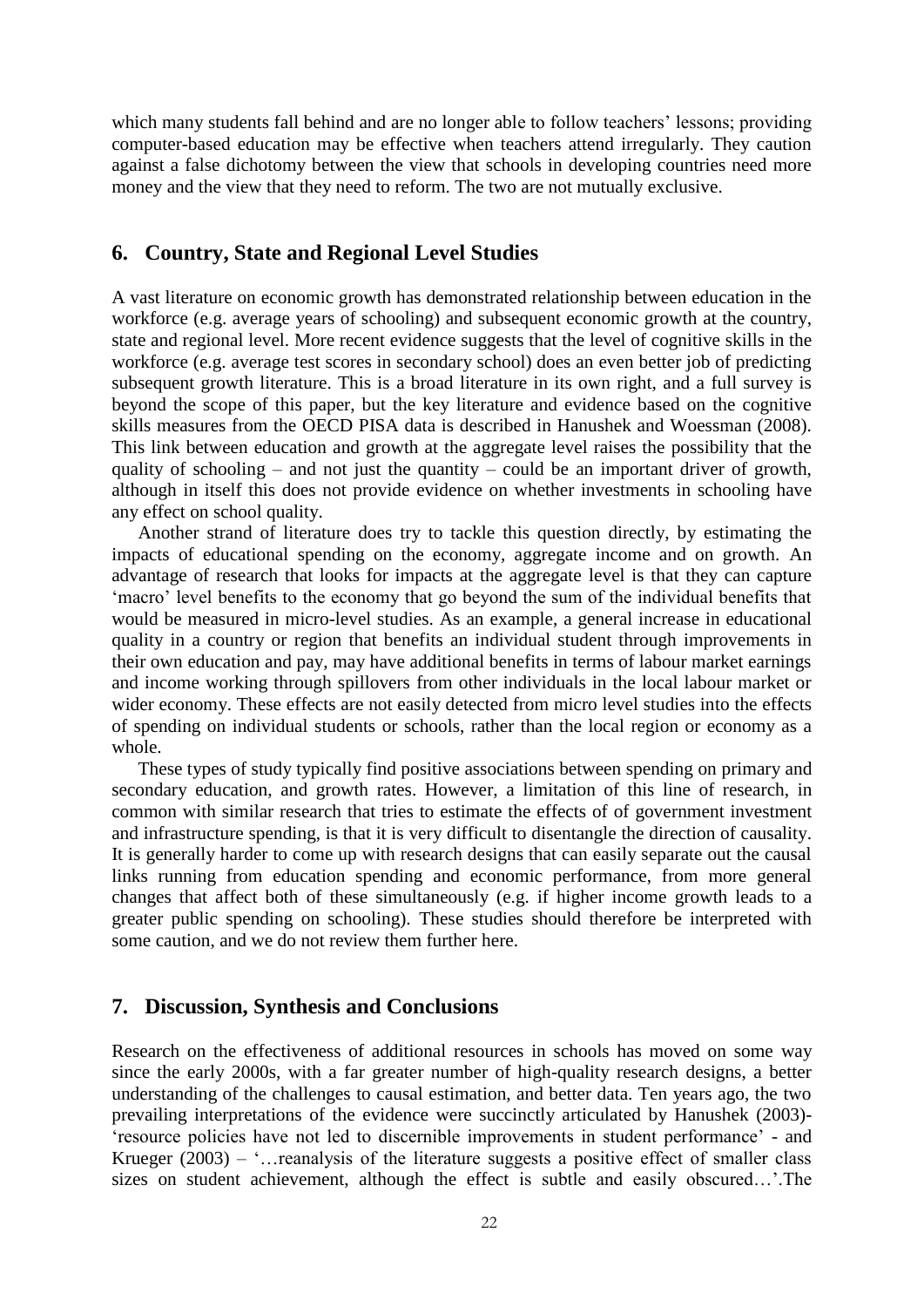which many students fall behind and are no longer able to follow teachers' lessons; providing computer-based education may be effective when teachers attend irregularly. They caution against a false dichotomy between the view that schools in developing countries need more money and the view that they need to reform. The two are not mutually exclusive.

## 6. Country, State and Regional Level Studies

A vast literature on economic growth has demonstrated relationship between education in the workforce (e.g. average years of schooling) and subsequent economic growth at the country, state and regional level. More recent evidence suggests that the level of cognitive skills in the workforce (e.g. average test scores in secondary school) does an even better job of predicting subsequent growth literature. This is a broad literature in its own right, and a full survey is beyond the scope of this paper, but the key literature and evidence based on the cognitive skills measures from the OECD PISA data is described in Hanushek and Woessman (2008). This link between education and growth at the aggregate level raises the possibility that the quality of schooling – and not just the quantity – could be an important driver of growth, although in itself this does not provide evidence on whether investments in schooling have any effect on school quality.

Another strand of literature does try to tackle this question directly, by estimating the impacts of educational spending on the economy, aggregate income and on growth. An advantage of research that looks for impacts at the aggregate level is that they can capture 'macro' level benefits to the economy that go beyond the sum of the individual benefits that would be measured in micro-level studies. As an example, a general increase in educational quality in a country or region that benefits an individual student through improvements in their own education and pay, may have additional benefits in terms of labour market earnings and income working through spillovers from other individuals in the local labour market or wider economy. These effects are not easily detected from micro level studies into the effects of spending on individual students or schools, rather than the local region or economy as a whole.

These types of study typically find positive associations between spending on primary and secondary education, and growth rates. However, a limitation of this line of research, in common with similar research that tries to estimate the effects of of government investment and infrastructure spending, is that it is very difficult to disentangle the direction of causality. It is generally harder to come up with research designs that can easily separate out the causal links running from education spending and economic performance, from more general changes that affect both of these simultaneously (e.g. if higher income growth leads to a greater public spending on schooling). These studies should therefore be interpreted with some caution, and we do not review them further here.

## 7. Discussion, Synthesis and Conclusions

Research on the effectiveness of additional resources in schools has moved on some way since the early 2000s, with a far greater number of high-quality research designs, a better understanding of the challenges to causal estimation, and better data. Ten years ago, the two prevailing interpretations of the evidence were succinctly articulated by Hanushek (2003)- 'resource policies have not led to discernible improvements in student performance' - and Krueger (2003) – '…reanalysis of the literature suggests a positive effect of smaller class sizes on student achievement, although the effect is subtle and easily obscured…'.The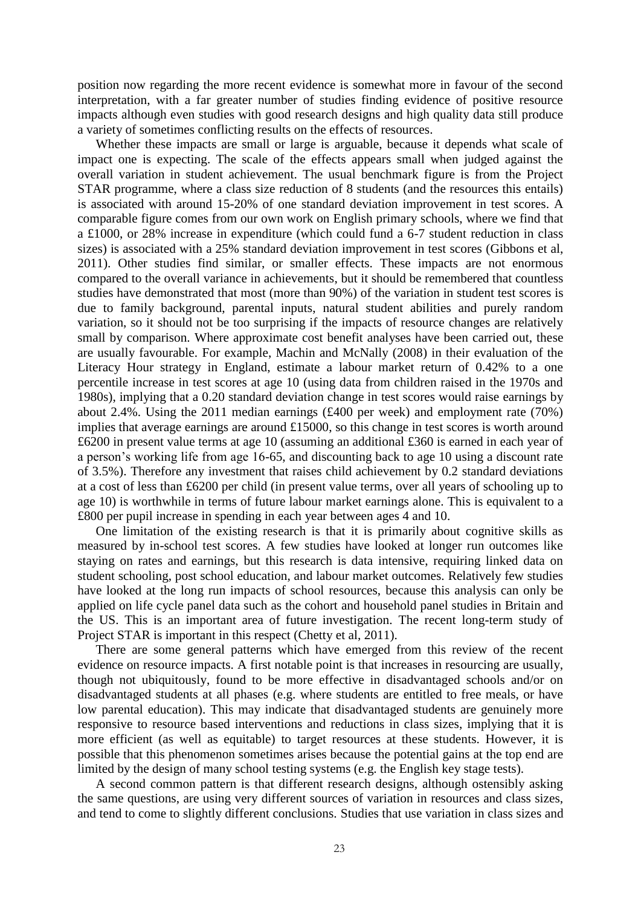position now regarding the more recent evidence is somewhat more in favour of the second interpretation, with a far greater number of studies finding evidence of positive resource impacts although even studies with good research designs and high quality data still produce a variety of sometimes conflicting results on the effects of resources.

Whether these impacts are small or large is arguable, because it depends what scale of impact one is expecting. The scale of the effects appears small when judged against the overall variation in student achievement. The usual benchmark figure is from the Project STAR programme, where a class size reduction of 8 students (and the resources this entails) is associated with around 15-20% of one standard deviation improvement in test scores. A comparable figure comes from our own work on English primary schools, where we find that a £1000, or 28% increase in expenditure (which could fund a 6-7 student reduction in class sizes) is associated with a 25% standard deviation improvement in test scores (Gibbons et al, 2011). Other studies find similar, or smaller effects. These impacts are not enormous compared to the overall variance in achievements, but it should be remembered that countless studies have demonstrated that most (more than 90%) of the variation in student test scores is due to family background, parental inputs, natural student abilities and purely random variation, so it should not be too surprising if the impacts of resource changes are relatively small by comparison. Where approximate cost benefit analyses have been carried out, these are usually favourable. For example, Machin and McNally (2008) in their evaluation of the Literacy Hour strategy in England, estimate a labour market return of 0.42% to a one percentile increase in test scores at age 10 (using data from children raised in the 1970s and 1980s), implying that a 0.20 standard deviation change in test scores would raise earnings by about 2.4%. Using the 2011 median earnings (£400 per week) and employment rate (70%) implies that average earnings are around £15000, so this change in test scores is worth around £6200 in present value terms at age 10 (assuming an additional £360 is earned in each year of a person's working life from age 16-65, and discounting back to age 10 using a discount rate of 3.5%). Therefore any investment that raises child achievement by 0.2 standard deviations at a cost of less than £6200 per child (in present value terms, over all years of schooling up to age 10) is worthwhile in terms of future labour market earnings alone. This is equivalent to a £800 per pupil increase in spending in each year between ages 4 and 10.

One limitation of the existing research is that it is primarily about cognitive skills as measured by in-school test scores. A few studies have looked at longer run outcomes like staying on rates and earnings, but this research is data intensive, requiring linked data on student schooling, post school education, and labour market outcomes. Relatively few studies have looked at the long run impacts of school resources, because this analysis can only be applied on life cycle panel data such as the cohort and household panel studies in Britain and the US. This is an important area of future investigation. The recent long-term study of Project STAR is important in this respect (Chetty et al, 2011).

There are some general patterns which have emerged from this review of the recent evidence on resource impacts. A first notable point is that increases in resourcing are usually, though not ubiquitously, found to be more effective in disadvantaged schools and/or on disadvantaged students at all phases (e.g. where students are entitled to free meals, or have low parental education). This may indicate that disadvantaged students are genuinely more responsive to resource based interventions and reductions in class sizes, implying that it is more efficient (as well as equitable) to target resources at these students. However, it is possible that this phenomenon sometimes arises because the potential gains at the top end are limited by the design of many school testing systems (e.g. the English key stage tests).

A second common pattern is that different research designs, although ostensibly asking the same questions, are using very different sources of variation in resources and class sizes, and tend to come to slightly different conclusions. Studies that use variation in class sizes and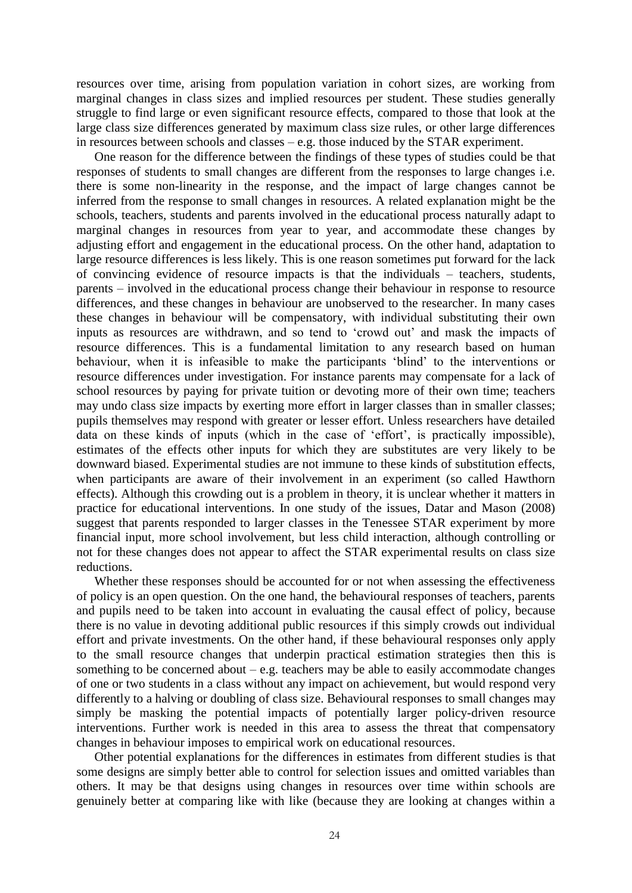resources over time, arising from population variation in cohort sizes, are working from marginal changes in class sizes and implied resources per student. These studies generally struggle to find large or even significant resource effects, compared to those that look at the large class size differences generated by maximum class size rules, or other large differences in resources between schools and classes – e.g. those induced by the STAR experiment.

One reason for the difference between the findings of these types of studies could be that responses of students to small changes are different from the responses to large changes i.e. there is some non-linearity in the response, and the impact of large changes cannot be inferred from the response to small changes in resources. A related explanation might be the schools, teachers, students and parents involved in the educational process naturally adapt to marginal changes in resources from year to year, and accommodate these changes by adjusting effort and engagement in the educational process. On the other hand, adaptation to large resource differences is less likely. This is one reason sometimes put forward for the lack of convincing evidence of resource impacts is that the individuals – teachers, students, parents – involved in the educational process change their behaviour in response to resource differences, and these changes in behaviour are unobserved to the researcher. In many cases these changes in behaviour will be compensatory, with individual substituting their own inputs as resources are withdrawn, and so tend to 'crowd out' and mask the impacts of resource differences. This is a fundamental limitation to any research based on human behaviour, when it is infeasible to make the participants 'blind' to the interventions or resource differences under investigation. For instance parents may compensate for a lack of school resources by paying for private tuition or devoting more of their own time; teachers may undo class size impacts by exerting more effort in larger classes than in smaller classes; pupils themselves may respond with greater or lesser effort. Unless researchers have detailed data on these kinds of inputs (which in the case of 'effort', is practically impossible), estimates of the effects other inputs for which they are substitutes are very likely to be downward biased. Experimental studies are not immune to these kinds of substitution effects, when participants are aware of their involvement in an experiment (so called Hawthorn effects). Although this crowding out is a problem in theory, it is unclear whether it matters in practice for educational interventions. In one study of the issues, Datar and Mason (2008) suggest that parents responded to larger classes in the Tenessee STAR experiment by more financial input, more school involvement, but less child interaction, although controlling or not for these changes does not appear to affect the STAR experimental results on class size reductions.

Whether these responses should be accounted for or not when assessing the effectiveness of policy is an open question. On the one hand, the behavioural responses of teachers, parents and pupils need to be taken into account in evaluating the causal effect of policy, because there is no value in devoting additional public resources if this simply crowds out individual effort and private investments. On the other hand, if these behavioural responses only apply to the small resource changes that underpin practical estimation strategies then this is something to be concerned about – e.g. teachers may be able to easily accommodate changes of one or two students in a class without any impact on achievement, but would respond very differently to a halving or doubling of class size. Behavioural responses to small changes may simply be masking the potential impacts of potentially larger policy-driven resource interventions. Further work is needed in this area to assess the threat that compensatory changes in behaviour imposes to empirical work on educational resources.

Other potential explanations for the differences in estimates from different studies is that some designs are simply better able to control for selection issues and omitted variables than others. It may be that designs using changes in resources over time within schools are genuinely better at comparing like with like (because they are looking at changes within a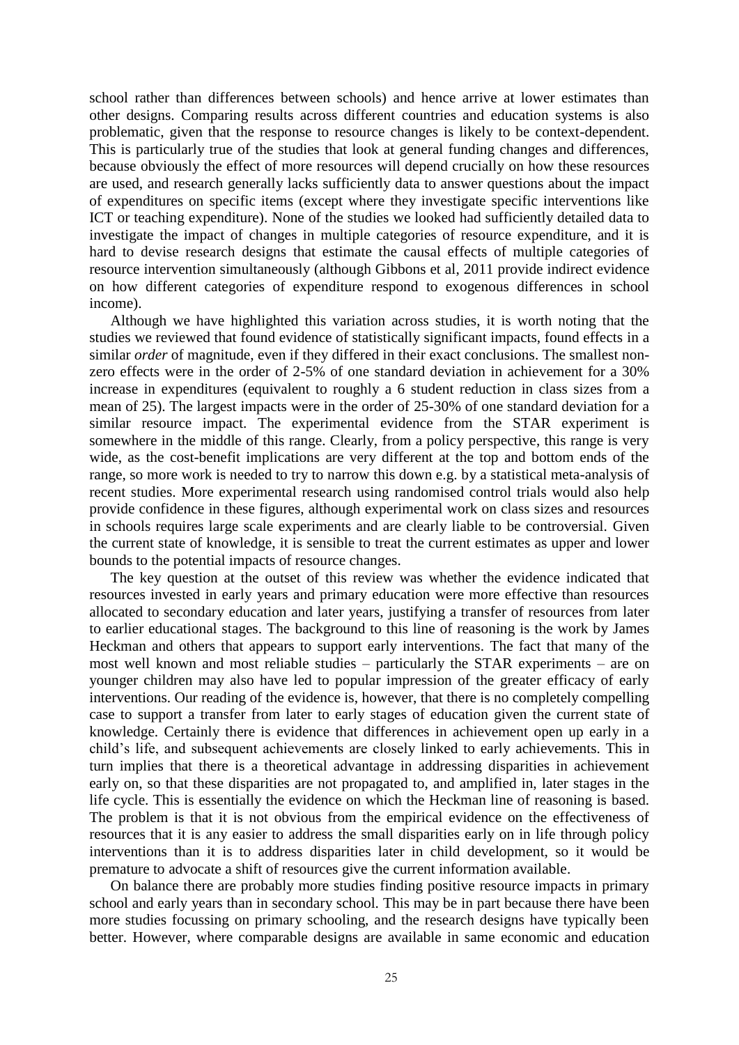school rather than differences between schools) and hence arrive at lower estimates than other designs. Comparing results across different countries and education systems is also problematic, given that the response to resource changes is likely to be context-dependent. This is particularly true of the studies that look at general funding changes and differences, because obviously the effect of more resources will depend crucially on how these resources are used, and research generally lacks sufficiently data to answer questions about the impact of expenditures on specific items (except where they investigate specific interventions like ICT or teaching expenditure). None of the studies we looked had sufficiently detailed data to investigate the impact of changes in multiple categories of resource expenditure, and it is hard to devise research designs that estimate the causal effects of multiple categories of resource intervention simultaneously (although Gibbons et al, 2011 provide indirect evidence on how different categories of expenditure respond to exogenous differences in school income).

Although we have highlighted this variation across studies, it is worth noting that the studies we reviewed that found evidence of statistically significant impacts, found effects in a similar *order* of magnitude, even if they differed in their exact conclusions. The smallest non-zero effects were in the order of 2-5% of one standard deviation in achievement for a 30% increase in expenditures (equivalent to roughly a 6 student reduction in class sizes from a mean of 25). The largest impacts were in the order of 25-30% of one standard deviation for a similar resource impact. The experimental evidence from the STAR experiment is somewhere in the middle of this range. Clearly, from a policy perspective, this range is very wide, as the cost-benefit implications are very different at the top and bottom ends of the range, so more work is needed to try to narrow this down e.g. by a statistical meta-analysis of recent studies. More experimental research using randomised control trials would also help provide confidence in these figures, although experimental work on class sizes and resources in schools requires large scale experiments and are clearly liable to be controversial. Given the current state of knowledge, it is sensible to treat the current estimates as upper and lower bounds to the potential impacts of resource changes.

The key question at the outset of this review was whether the evidence indicated that resources invested in early years and primary education were more effective than resources allocated to secondary education and later years, justifying a transfer of resources from later to earlier educational stages. The background to this line of reasoning is the work by James Heckman and others that appears to support early interventions. The fact that many of the most well known and most reliable studies – particularly the STAR experiments – are on younger children may also have led to popular impression of the greater efficacy of early interventions. Our reading of the evidence is, however, that there is no completely compelling case to support a transfer from later to early stages of education given the current state of knowledge. Certainly there is evidence that differences in achievement open up early in a child's life, and subsequent achievements are closely linked to early achievements. This in turn implies that there is a theoretical advantage in addressing disparities in achievement early on, so that these disparities are not propagated to, and amplified in, later stages in the life cycle. This is essentially the evidence on which the Heckman line of reasoning is based. The problem is that it is not obvious from the empirical evidence on the effectiveness of resources that it is any easier to address the small disparities early on in life through policy interventions than it is to address disparities later in child development, so it would be premature to advocate a shift of resources give the current information available.

On balance there are probably more studies finding positive resource impacts in primary school and early years than in secondary school. This may be in part because there have been more studies focussing on primary schooling, and the research designs have typically been better. However, where comparable designs are available in same economic and education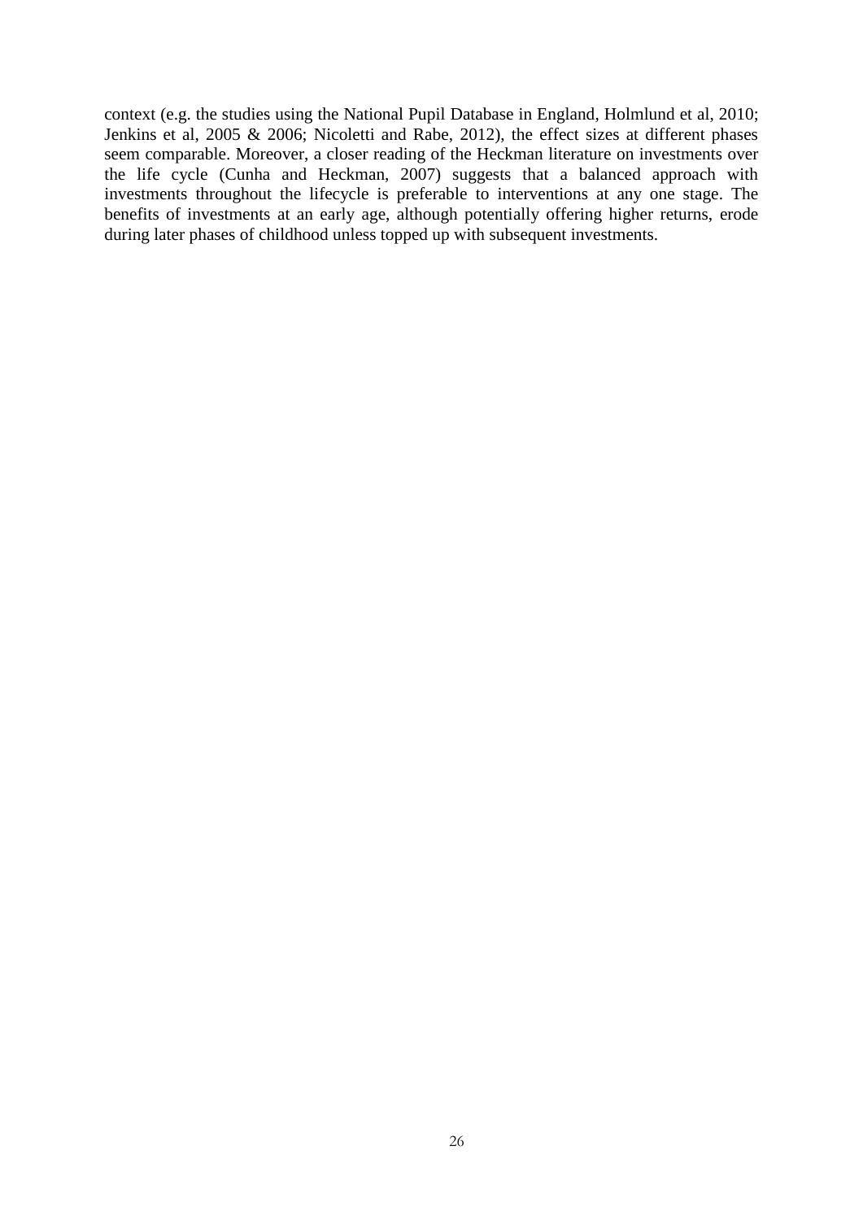context (e.g. the studies using the National Pupil Database in England, Holmlund et al, 2010; Jenkins et al, 2005 & 2006; Nicoletti and Rabe, 2012), the effect sizes at different phases seem comparable. Moreover, a closer reading of the Heckman literature on investments over the life cycle (Cunha and Heckman, 2007) suggests that a balanced approach with investments throughout the lifecycle is preferable to interventions at any one stage. The benefits of investments at an early age, although potentially offering higher returns, erode during later phases of childhood unless topped up with subsequent investments.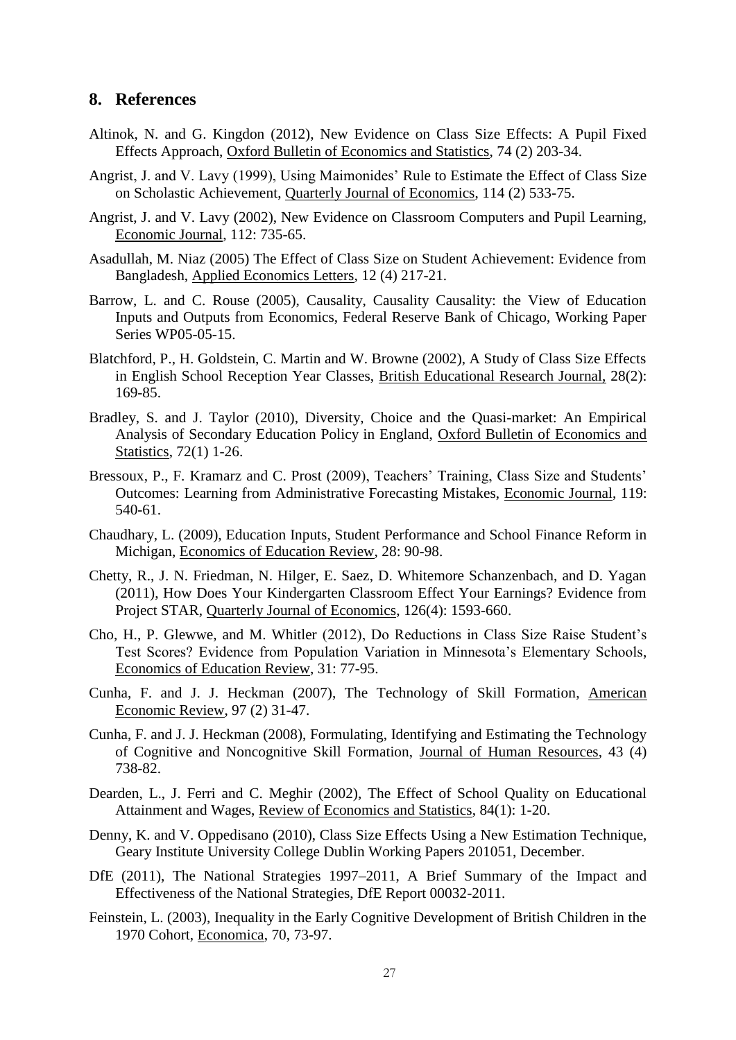## 8. References

Altinok, N. and G. Kingdon (2012), New Evidence on Class Size Effects: A Pupil Fixed Effects Approach, Oxford Bulletin of Economics and Statistics, 74 (2) 203-34.

Angrist, J. and V. Lavy (1999), Using Maimonides' Rule to Estimate the Effect of Class Size on Scholastic Achievement, Quarterly Journal of Economics, 114 (2) 533-75.

Angrist, J. and V. Lavy (2002), New Evidence on Classroom Computers and Pupil Learning, Economic Journal, 112: 735-65.

Asadullah, M. Niaz (2005) The Effect of Class Size on Student Achievement: Evidence from Bangladesh, Applied Economics Letters, 12 (4) 217-21.

Barrow, L. and C. Rouse (2005), Causality, Causality Causality: the View of Education Inputs and Outputs from Economics, Federal Reserve Bank of Chicago, Working Paper Series WP05-05-15.

Blatchford, P., H. Goldstein, C. Martin and W. Browne (2002), A Study of Class Size Effects in English School Reception Year Classes, British Educational Research Journal, 28(2): 169-85.

Bradley, S. and J. Taylor (2010), Diversity, Choice and the Quasi-market: An Empirical Analysis of Secondary Education Policy in England, Oxford Bulletin of Economics and Statistics, 72(1) 1-26.

Bressoux, P., F. Kramarz and C. Prost (2009), Teachers' Training, Class Size and Students' Outcomes: Learning from Administrative Forecasting Mistakes, Economic Journal, 119: 540-61.

Chaudhary, L. (2009), Education Inputs, Student Performance and School Finance Reform in Michigan, Economics of Education Review, 28: 90-98.

Chetty, R., J. N. Friedman, N. Hilger, E. Saez, D. Whitemore Schanzenbach, and D. Yagan (2011), How Does Your Kindergarten Classroom Effect Your Earnings? Evidence from Project STAR, Quarterly Journal of Economics, 126(4): 1593-660.

Cho, H., P. Glewwe, and M. Whitler (2012), Do Reductions in Class Size Raise Student's Test Scores? Evidence from Population Variation in Minnesota's Elementary Schools, Economics of Education Review, 31: 77-95.

Cunha, F. and J. J. Heckman (2007), The Technology of Skill Formation, American Economic Review, 97 (2) 31-47.

Cunha, F. and J. J. Heckman (2008), Formulating, Identifying and Estimating the Technology of Cognitive and Noncognitive Skill Formation, Journal of Human Resources, 43 (4) 738-82.

Dearden, L., J. Ferri and C. Meghir (2002), The Effect of School Quality on Educational Attainment and Wages, Review of Economics and Statistics, 84(1): 1-20.

Denny, K. and V. Oppedisano (2010), Class Size Effects Using a New Estimation Technique, Geary Institute University College Dublin Working Papers 201051, December.

DfE (2011), The National Strategies 1997–2011, A Brief Summary of the Impact and Effectiveness of the National Strategies, DfE Report 00032-2011.

Feinstein, L. (2003), Inequality in the Early Cognitive Development of British Children in the 1970 Cohort, Economica, 70, 73-97.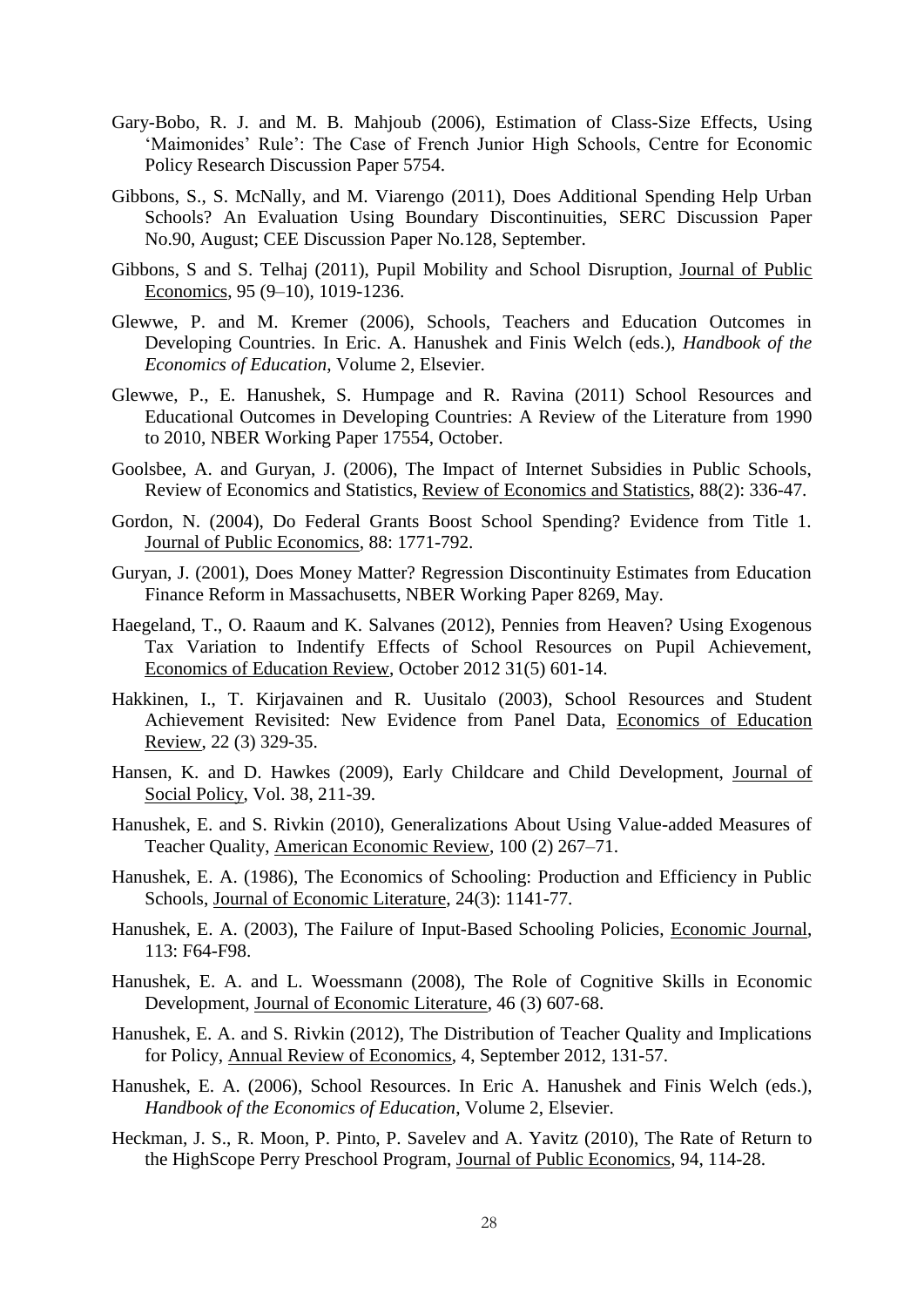Gary-Bobo, R. J. and M. B. Mahjoub (2006), Estimation of Class-Size Effects, Using 'Maimonides' Rule': The Case of French Junior High Schools, Centre for Economic Policy Research Discussion Paper 5754.

Gibbons, S., S. McNally, and M. Viarengo (2011), Does Additional Spending Help Urban Schools? An Evaluation Using Boundary Discontinuities, SERC Discussion Paper No.90, August; CEE Discussion Paper No.128, September.

Gibbons, S and S. Telhaj (2011), Pupil Mobility and School Disruption, Journal of Public Economics, 95 (9–10), 1019-1236.

Glewwe, P. and M. Kremer (2006), Schools, Teachers and Education Outcomes in Developing Countries. In Eric. A. Hanushek and Finis Welch (eds.), *Handbook of the Economics of Education*, Volume 2, Elsevier.

Glewwe, P., E. Hanushek, S. Humpage and R. Ravina (2011) School Resources and Educational Outcomes in Developing Countries: A Review of the Literature from 1990 to 2010, NBER Working Paper 17554, October.

Goolsbee, A. and Guryan, J. (2006), The Impact of Internet Subsidies in Public Schools, Review of Economics and Statistics, Review of Economics and Statistics, 88(2): 336-47.

Gordon, N. (2004), Do Federal Grants Boost School Spending? Evidence from Title 1. Journal of Public Economics, 88: 1771-792.

Guryan, J. (2001), Does Money Matter? Regression Discontinuity Estimates from Education Finance Reform in Massachusetts, NBER Working Paper 8269, May.

Haegeland, T., O. Raaum and K. Salvanes (2012), Pennies from Heaven? Using Exogenous Tax Variation to Indentify Effects of School Resources on Pupil Achievement, Economics of Education Review, October 2012 31(5) 601-14.

Hakkinen, I., T. Kirjavainen and R. Uusitalo (2003), School Resources and Student Achievement Revisited: New Evidence from Panel Data, Economics of Education Review, 22 (3) 329-35.

Hansen, K. and D. Hawkes (2009), Early Childcare and Child Development, Journal of Social Policy, Vol. 38, 211-39.

Hanushek, E. and S. Rivkin (2010), Generalizations About Using Value-added Measures of Teacher Quality, American Economic Review, 100 (2) 267–71.

Hanushek, E. A. (1986), The Economics of Schooling: Production and Efficiency in Public Schools, Journal of Economic Literature, 24(3): 1141-77.

Hanushek, E. A. (2003), The Failure of Input-Based Schooling Policies, Economic Journal, 113: F64-F98.

Hanushek, E. A. and L. Woessmann (2008), The Role of Cognitive Skills in Economic Development, Journal of Economic Literature, 46 (3) 607-68.

Hanushek, E. A. and S. Rivkin (2012), The Distribution of Teacher Quality and Implications for Policy, Annual Review of Economics, 4, September 2012, 131-57.

Hanushek, E. A. (2006), School Resources. In Eric A. Hanushek and Finis Welch (eds.), *Handbook of the Economics of Education*, Volume 2, Elsevier.

Heckman, J. S., R. Moon, P. Pinto, P. Savelev and A. Yavitz (2010), The Rate of Return to the HighScope Perry Preschool Program, Journal of Public Economics, 94, 114-28.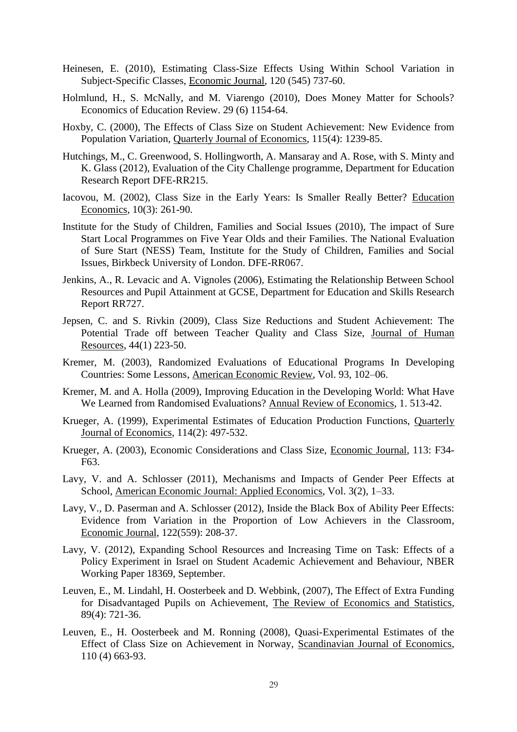Heinesen, E. (2010), Estimating Class-Size Effects Using Within School Variation in Subject-Specific Classes, Economic Journal, 120 (545) 737-60.

Holmlund, H., S. McNally, and M. Viarengo (2010), Does Money Matter for Schools? Economics of Education Review. 29 (6) 1154-64.

Hoxby, C. (2000), The Effects of Class Size on Student Achievement: New Evidence from Population Variation, Quarterly Journal of Economics, 115(4): 1239-85.

Hutchings, M., C. Greenwood, S. Hollingworth, A. Mansaray and A. Rose, with S. Minty and K. Glass (2012), Evaluation of the City Challenge programme, Department for Education Research Report DFE-RR215.

Iacovou, M. (2002), Class Size in the Early Years: Is Smaller Really Better? Education Economics, 10(3): 261-90.

Institute for the Study of Children, Families and Social Issues (2010), The impact of Sure Start Local Programmes on Five Year Olds and their Families. The National Evaluation of Sure Start (NESS) Team, Institute for the Study of Children, Families and Social Issues, Birkbeck University of London. DFE-RR067.

Jenkins, A., R. Levacic and A. Vignoles (2006), Estimating the Relationship Between School Resources and Pupil Attainment at GCSE, Department for Education and Skills Research Report RR727.

Jepsen, C. and S. Rivkin (2009), Class Size Reductions and Student Achievement: The Potential Trade off between Teacher Quality and Class Size, Journal of Human Resources, 44(1) 223-50.

Kremer, M. (2003), Randomized Evaluations of Educational Programs In Developing Countries: Some Lessons, American Economic Review, Vol. 93, 102–06.

Kremer, M. and A. Holla (2009), Improving Education in the Developing World: What Have We Learned from Randomised Evaluations? Annual Review of Economics, 1. 513-42.

Krueger, A. (1999), Experimental Estimates of Education Production Functions, Quarterly Journal of Economics, 114(2): 497-532.

Krueger, A. (2003), Economic Considerations and Class Size, Economic Journal, 113: F34-F63.

Lavy, V. and A. Schlosser (2011), Mechanisms and Impacts of Gender Peer Effects at School, American Economic Journal: Applied Economics, Vol. 3(2), 1–33.

Lavy, V., D. Paserman and A. Schlosser (2012), Inside the Black Box of Ability Peer Effects: Evidence from Variation in the Proportion of Low Achievers in the Classroom, Economic Journal, 122(559): 208-37.

Lavy, V. (2012), Expanding School Resources and Increasing Time on Task: Effects of a Policy Experiment in Israel on Student Academic Achievement and Behaviour, NBER Working Paper 18369, September.

Leuven, E., M. Lindahl, H. Oosterbeek and D. Webbink, (2007), The Effect of Extra Funding for Disadvantaged Pupils on Achievement, The Review of Economics and Statistics, 89(4): 721-36.

Leuven, E., H. Oosterbeek and M. Ronning (2008), Quasi-Experimental Estimates of the Effect of Class Size on Achievement in Norway, Scandinavian Journal of Economics, 110 (4) 663-93.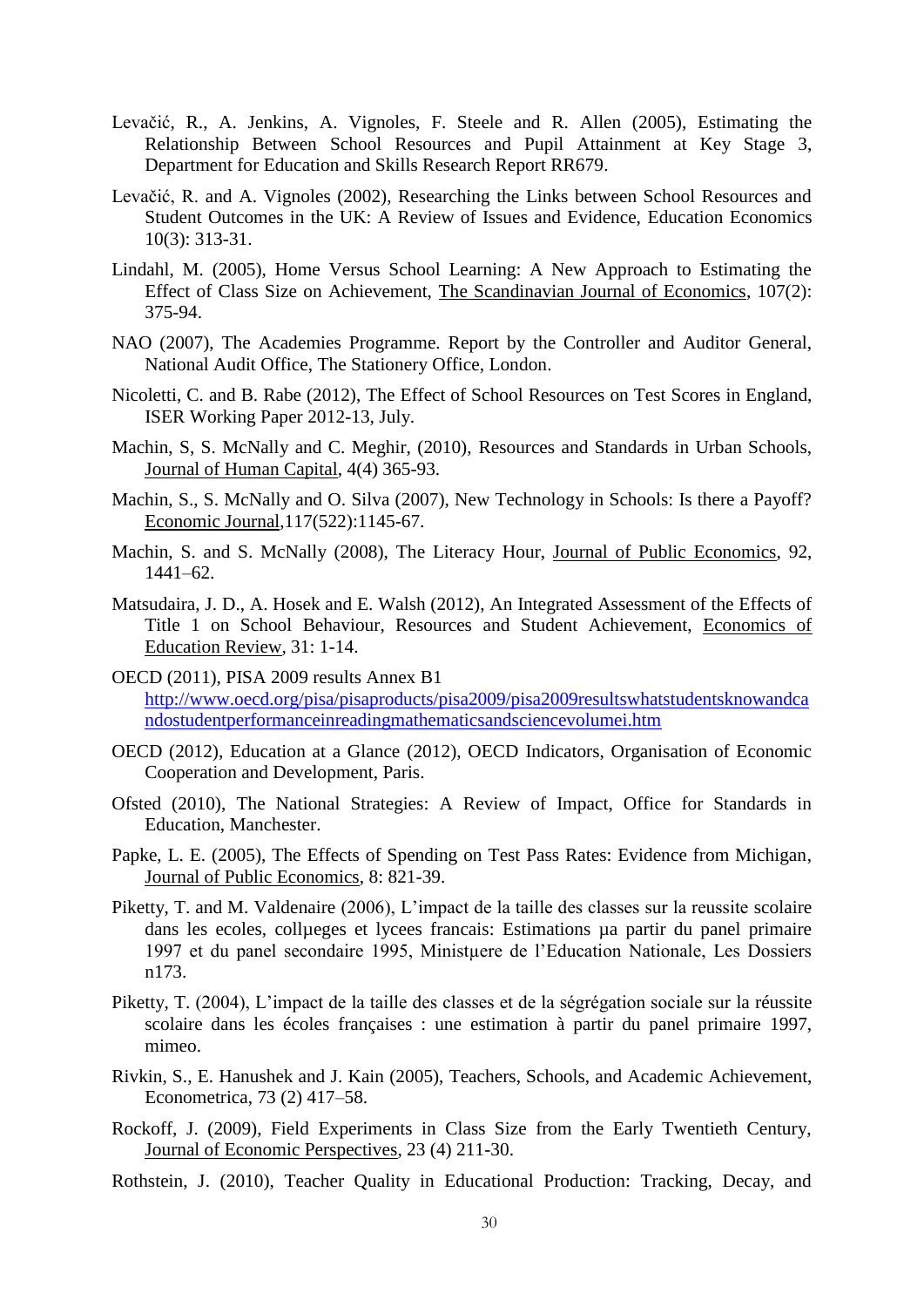Levačić, R., A. Jenkins, A. Vignoles, F. Steele and R. Allen (2005), Estimating the Relationship Between School Resources and Pupil Attainment at Key Stage 3, Department for Education and Skills Research Report RR679.

Levačić, R. and A. Vignoles (2002), Researching the Links between School Resources and Student Outcomes in the UK: A Review of Issues and Evidence, Education Economics 10(3): 313-31.

Lindahl, M. (2005), Home Versus School Learning: A New Approach to Estimating the Effect of Class Size on Achievement, The Scandinavian Journal of Economics, 107(2): 375-94.

NAO (2007), The Academies Programme. Report by the Controller and Auditor General, National Audit Office, The Stationery Office, London.

Nicoletti, C. and B. Rabe (2012), The Effect of School Resources on Test Scores in England, ISER Working Paper 2012-13, July.

Machin, S, S. McNally and C. Meghir, (2010), Resources and Standards in Urban Schools, Journal of Human Capital, 4(4) 365-93.

Machin, S., S. McNally and O. Silva (2007), New Technology in Schools: Is there a Payoff? Economic Journal,117(522):1145-67.

Machin, S. and S. McNally (2008), The Literacy Hour, Journal of Public Economics, 92, 1441–62.

Matsudaira, J. D., A. Hosek and E. Walsh (2012), An Integrated Assessment of the Effects of Title 1 on School Behaviour, Resources and Student Achievement, Economics of Education Review, 31: 1-14.

OECD (2011), PISA 2009 results Annex B1 http://www.oecd.org/pisa/pisaproducts/pisa2009/pisa2009resultswhatstudentsknowandcandostudentperformanceinreadingmathematicsandsciencevolumei.htm

OECD (2012), Education at a Glance (2012), OECD Indicators, Organisation of Economic Cooperation and Development, Paris.

Ofsted (2010), The National Strategies: A Review of Impact, Office for Standards in Education, Manchester.

Papke, L. E. (2005), The Effects of Spending on Test Pass Rates: Evidence from Michigan, Journal of Public Economics, 8: 821-39.

Piketty, T. and M. Valdenaire (2006), L'impact de la taille des classes sur la reussite scolaire dans les ecoles, collµeges et lycees francais: Estimations µa partir du panel primaire 1997 et du panel secondaire 1995, Ministµere de l'Education Nationale, Les Dossiers n173.

Piketty, T. (2004), L'impact de la taille des classes et de la ségrégation sociale sur la réussite scolaire dans les écoles françaises : une estimation à partir du panel primaire 1997, mimeo.

Rivkin, S., E. Hanushek and J. Kain (2005), Teachers, Schools, and Academic Achievement, Econometrica, 73 (2) 417–58.

Rockoff, J. (2009), Field Experiments in Class Size from the Early Twentieth Century, Journal of Economic Perspectives, 23 (4) 211-30.

Rothstein, J. (2010), Teacher Quality in Educational Production: Tracking, Decay, and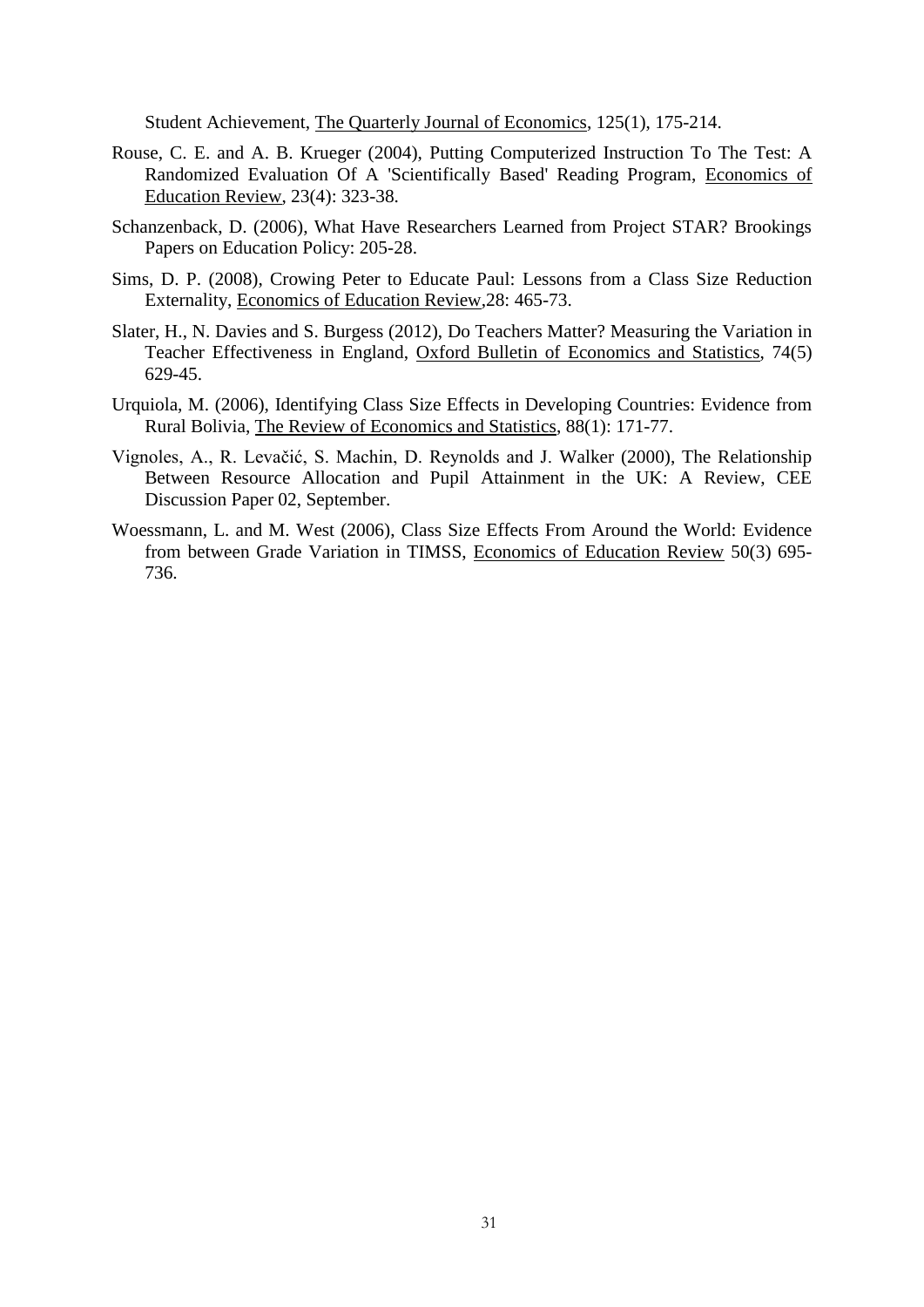Student Achievement, The Quarterly Journal of Economics, 125(1), 175-214.

Rouse, C. E. and A. B. Krueger (2004), Putting Computerized Instruction To The Test: A Randomized Evaluation Of A 'Scientifically Based' Reading Program, Economics of Education Review, 23(4): 323-38.

Schanzenback, D. (2006), What Have Researchers Learned from Project STAR? Brookings Papers on Education Policy: 205-28.

Sims, D. P. (2008), Crowing Peter to Educate Paul: Lessons from a Class Size Reduction Externality, Economics of Education Review,28: 465-73.

Slater, H., N. Davies and S. Burgess (2012), Do Teachers Matter? Measuring the Variation in Teacher Effectiveness in England, Oxford Bulletin of Economics and Statistics, 74(5) 629-45.

Urquiola, M. (2006), Identifying Class Size Effects in Developing Countries: Evidence from Rural Bolivia, The Review of Economics and Statistics, 88(1): 171-77.

Vignoles, A., R. Levačić, S. Machin, D. Reynolds and J. Walker (2000), The Relationship Between Resource Allocation and Pupil Attainment in the UK: A Review, CEE Discussion Paper 02, September.

Woessmann, L. and M. West (2006), Class Size Effects From Around the World: Evidence from between Grade Variation in TIMSS, Economics of Education Review 50(3) 695-736.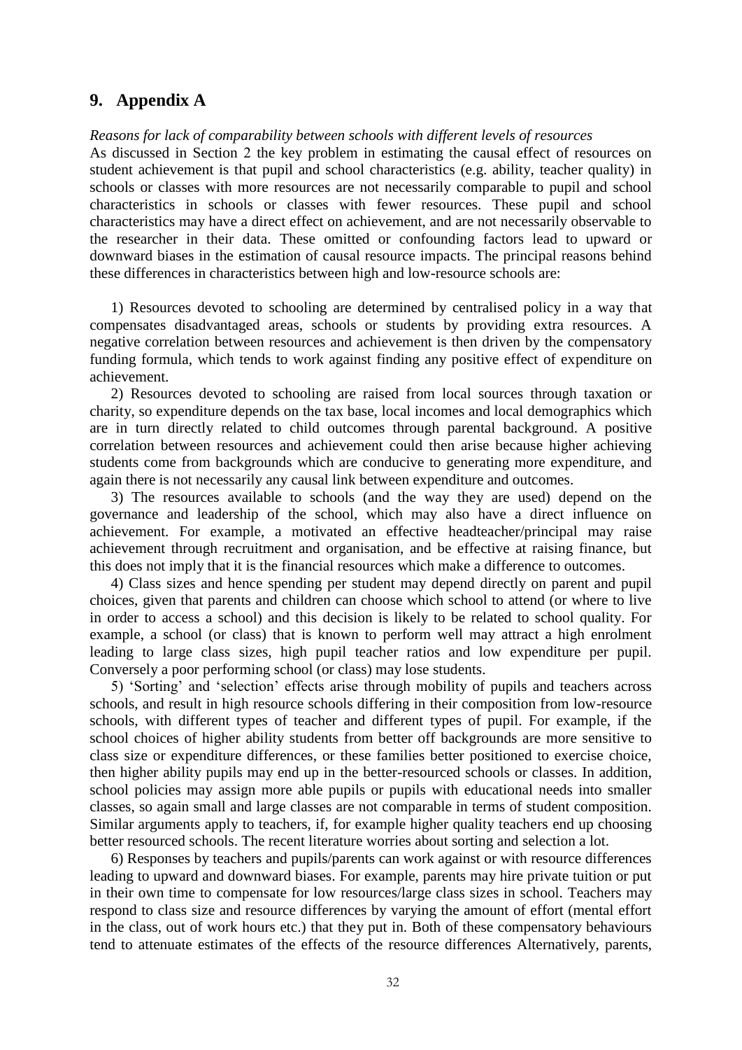## 9. Appendix A

*Reasons for lack of comparability between schools with different levels of resources*

As discussed in Section 2 the key problem in estimating the causal effect of resources on student achievement is that pupil and school characteristics (e.g. ability, teacher quality) in schools or classes with more resources are not necessarily comparable to pupil and school characteristics in schools or classes with fewer resources. These pupil and school characteristics may have a direct effect on achievement, and are not necessarily observable to the researcher in their data. These omitted or confounding factors lead to upward or downward biases in the estimation of causal resource impacts. The principal reasons behind these differences in characteristics between high and low-resource schools are:

1) Resources devoted to schooling are determined by centralised policy in a way that compensates disadvantaged areas, schools or students by providing extra resources. A negative correlation between resources and achievement is then driven by the compensatory funding formula, which tends to work against finding any positive effect of expenditure on achievement.

2) Resources devoted to schooling are raised from local sources through taxation or charity, so expenditure depends on the tax base, local incomes and local demographics which are in turn directly related to child outcomes through parental background. A positive correlation between resources and achievement could then arise because higher achieving students come from backgrounds which are conducive to generating more expenditure, and again there is not necessarily any causal link between expenditure and outcomes.

3) The resources available to schools (and the way they are used) depend on the governance and leadership of the school, which may also have a direct influence on achievement. For example, a motivated an effective headteacher/principal may raise achievement through recruitment and organisation, and be effective at raising finance, but this does not imply that it is the financial resources which make a difference to outcomes.

4) Class sizes and hence spending per student may depend directly on parent and pupil choices, given that parents and children can choose which school to attend (or where to live in order to access a school) and this decision is likely to be related to school quality. For example, a school (or class) that is known to perform well may attract a high enrolment leading to large class sizes, high pupil teacher ratios and low expenditure per pupil. Conversely a poor performing school (or class) may lose students.

5) 'Sorting' and 'selection' effects arise through mobility of pupils and teachers across schools, and result in high resource schools differing in their composition from low-resource schools, with different types of teacher and different types of pupil. For example, if the school choices of higher ability students from better off backgrounds are more sensitive to class size or expenditure differences, or these families better positioned to exercise choice, then higher ability pupils may end up in the better-resourced schools or classes. In addition, school policies may assign more able pupils or pupils with educational needs into smaller classes, so again small and large classes are not comparable in terms of student composition. Similar arguments apply to teachers, if, for example higher quality teachers end up choosing better resourced schools. The recent literature worries about sorting and selection a lot.

6) Responses by teachers and pupils/parents can work against or with resource differences leading to upward and downward biases. For example, parents may hire private tuition or put in their own time to compensate for low resources/large class sizes in school. Teachers may respond to class size and resource differences by varying the amount of effort (mental effort in the class, out of work hours etc.) that they put in. Both of these compensatory behaviours tend to attenuate estimates of the effects of the resource differences Alternatively, parents,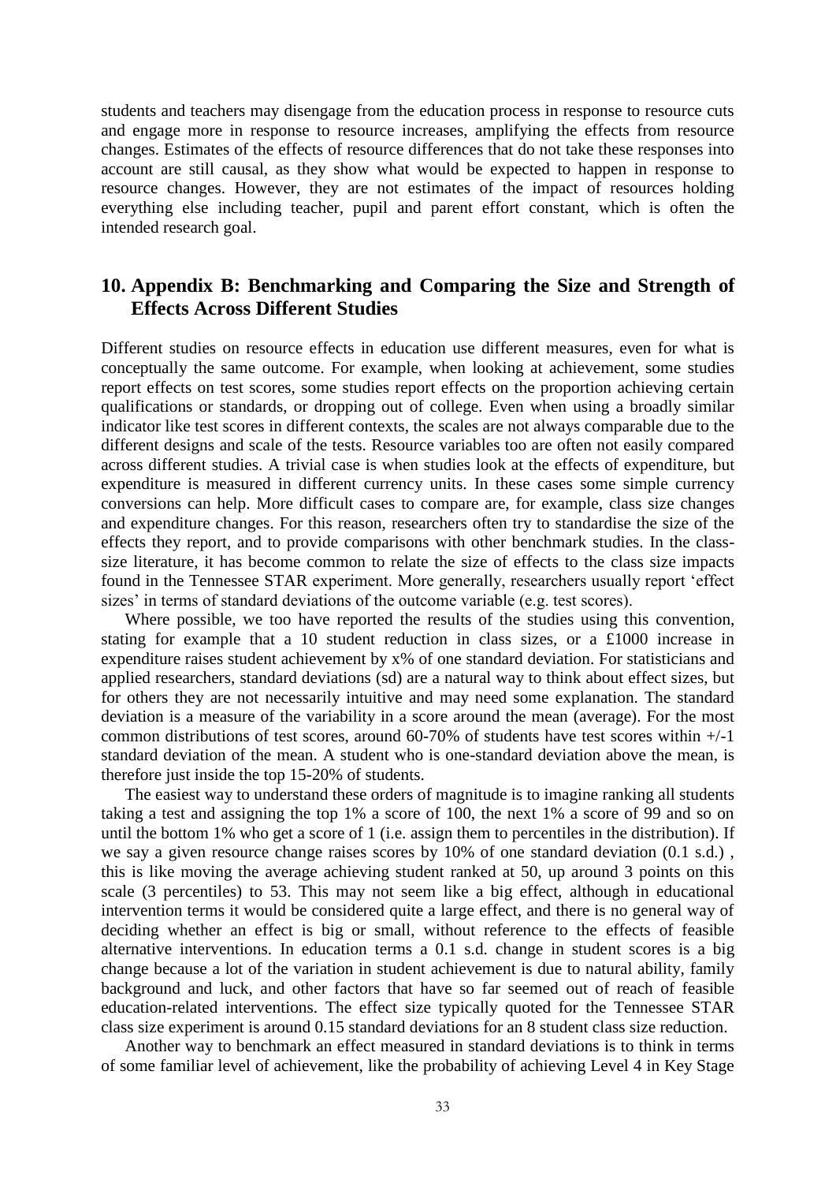students and teachers may disengage from the education process in response to resource cuts and engage more in response to resource increases, amplifying the effects from resource changes. Estimates of the effects of resource differences that do not take these responses into account are still causal, as they show what would be expected to happen in response to resource changes. However, they are not estimates of the impact of resources holding everything else including teacher, pupil and parent effort constant, which is often the intended research goal.

## 10. Appendix B: Benchmarking and Comparing the Size and Strength of Effects Across Different Studies

Different studies on resource effects in education use different measures, even for what is conceptually the same outcome. For example, when looking at achievement, some studies report effects on test scores, some studies report effects on the proportion achieving certain qualifications or standards, or dropping out of college. Even when using a broadly similar indicator like test scores in different contexts, the scales are not always comparable due to the different designs and scale of the tests. Resource variables too are often not easily compared across different studies. A trivial case is when studies look at the effects of expenditure, but expenditure is measured in different currency units. In these cases some simple currency conversions can help. More difficult cases to compare are, for example, class size changes and expenditure changes. For this reason, researchers often try to standardise the size of the effects they report, and to provide comparisons with other benchmark studies. In the class-size literature, it has become common to relate the size of effects to the class size impacts found in the Tennessee STAR experiment. More generally, researchers usually report 'effect sizes' in terms of standard deviations of the outcome variable (e.g. test scores).

Where possible, we too have reported the results of the studies using this convention, stating for example that a 10 student reduction in class sizes, or a £1000 increase in expenditure raises student achievement by x% of one standard deviation. For statisticians and applied researchers, standard deviations (sd) are a natural way to think about effect sizes, but for others they are not necessarily intuitive and may need some explanation. The standard deviation is a measure of the variability in a score around the mean (average). For the most common distributions of test scores, around 60-70% of students have test scores within +/-1 standard deviation of the mean. A student who is one-standard deviation above the mean, is therefore just inside the top 15-20% of students.

The easiest way to understand these orders of magnitude is to imagine ranking all students taking a test and assigning the top 1% a score of 100, the next 1% a score of 99 and so on until the bottom 1% who get a score of 1 (i.e. assign them to percentiles in the distribution). If we say a given resource change raises scores by 10% of one standard deviation (0.1 s.d.) , this is like moving the average achieving student ranked at 50, up around 3 points on this scale (3 percentiles) to 53. This may not seem like a big effect, although in educational intervention terms it would be considered quite a large effect, and there is no general way of deciding whether an effect is big or small, without reference to the effects of feasible alternative interventions. In education terms a 0.1 s.d. change in student scores is a big change because a lot of the variation in student achievement is due to natural ability, family background and luck, and other factors that have so far seemed out of reach of feasible education-related interventions. The effect size typically quoted for the Tennessee STAR class size experiment is around 0.15 standard deviations for an 8 student class size reduction.

Another way to benchmark an effect measured in standard deviations is to think in terms of some familiar level of achievement, like the probability of achieving Level 4 in Key Stage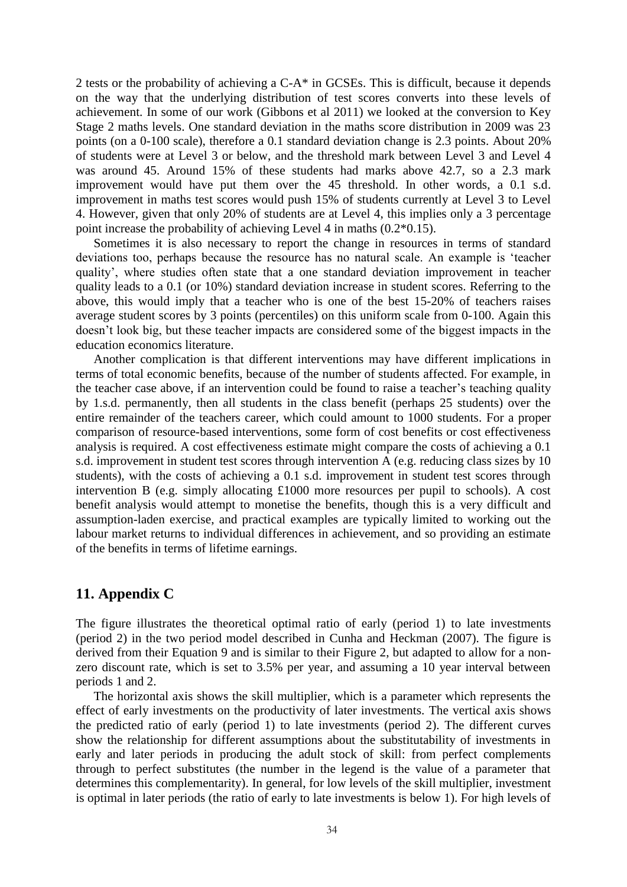2 tests or the probability of achieving a C-A* in GCSEs. This is difficult, because it depends on the way that the underlying distribution of test scores converts into these levels of achievement. In some of our work (Gibbons et al 2011) we looked at the conversion to Key Stage 2 maths levels. One standard deviation in the maths score distribution in 2009 was 23 points (on a 0-100 scale), therefore a 0.1 standard deviation change is 2.3 points. About 20% of students were at Level 3 or below, and the threshold mark between Level 3 and Level 4 was around 45. Around 15% of these students had marks above 42.7, so a 2.3 mark improvement would have put them over the 45 threshold. In other words, a 0.1 s.d. improvement in maths test scores would push 15% of students currently at Level 3 to Level 4. However, given that only 20% of students are at Level 4, this implies only a 3 percentage point increase the probability of achieving Level 4 in maths (0.2*0.15).

Sometimes it is also necessary to report the change in resources in terms of standard deviations too, perhaps because the resource has no natural scale. An example is 'teacher quality', where studies often state that a one standard deviation improvement in teacher quality leads to a 0.1 (or 10%) standard deviation increase in student scores. Referring to the above, this would imply that a teacher who is one of the best 15-20% of teachers raises average student scores by 3 points (percentiles) on this uniform scale from 0-100. Again this doesn't look big, but these teacher impacts are considered some of the biggest impacts in the education economics literature.

Another complication is that different interventions may have different implications in terms of total economic benefits, because of the number of students affected. For example, in the teacher case above, if an intervention could be found to raise a teacher's teaching quality by 1.s.d. permanently, then all students in the class benefit (perhaps 25 students) over the entire remainder of the teachers career, which could amount to 1000 students. For a proper comparison of resource-based interventions, some form of cost benefits or cost effectiveness analysis is required. A cost effectiveness estimate might compare the costs of achieving a 0.1 s.d. improvement in student test scores through intervention A (e.g. reducing class sizes by 10 students), with the costs of achieving a 0.1 s.d. improvement in student test scores through intervention B (e.g. simply allocating £1000 more resources per pupil to schools). A cost benefit analysis would attempt to monetise the benefits, though this is a very difficult and assumption-laden exercise, and practical examples are typically limited to working out the labour market returns to individual differences in achievement, and so providing an estimate of the benefits in terms of lifetime earnings.

## 11. Appendix C

The figure illustrates the theoretical optimal ratio of early (period 1) to late investments (period 2) in the two period model described in Cunha and Heckman (2007). The figure is derived from their Equation 9 and is similar to their Figure 2, but adapted to allow for a non-zero discount rate, which is set to 3.5% per year, and assuming a 10 year interval between periods 1 and 2.

The horizontal axis shows the skill multiplier, which is a parameter which represents the effect of early investments on the productivity of later investments. The vertical axis shows the predicted ratio of early (period 1) to late investments (period 2). The different curves show the relationship for different assumptions about the substitutability of investments in early and later periods in producing the adult stock of skill: from perfect complements through to perfect substitutes (the number in the legend is the value of a parameter that determines this complementarity). In general, for low levels of the skill multiplier, investment is optimal in later periods (the ratio of early to late investments is below 1). For high levels of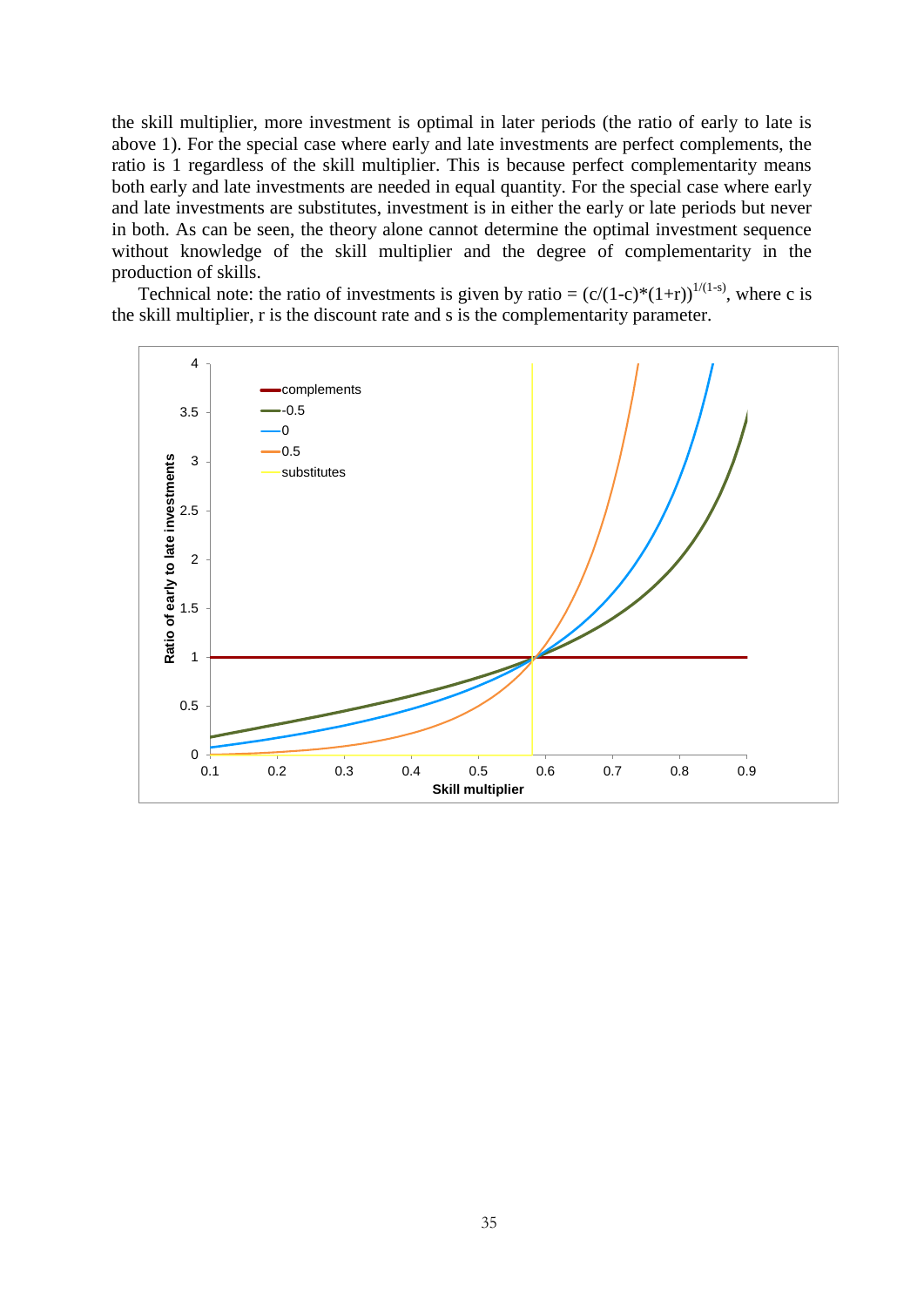the skill multiplier, more investment is optimal in later periods (the ratio of early to late is above 1). For the special case where early and late investments are perfect complements, the ratio is 1 regardless of the skill multiplier. This is because perfect complementarity means both early and late investments are needed in equal quantity. For the special case where early and late investments are substitutes, investment is in either the early or late periods but never in both. As can be seen, the theory alone cannot determine the optimal investment sequence without knowledge of the skill multiplier and the degree of complementarity in the production of skills.

Technical note: the ratio of investments is given by ratio = $(c/(1-c)*(1+r))^{1/(1-s)}$, where c is the skill multiplier, r is the discount rate and s is the complementarity parameter.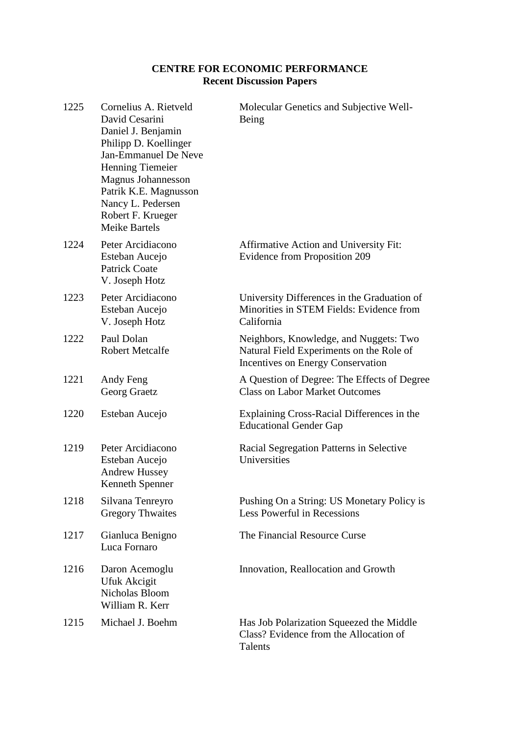**CENTRE FOR ECONOMIC PERFORMANCE**
**Recent Discussion Papers**

| | | |
|---|---|---|
| 1225 | Cornelius A. Rietveld<br>David Cesarini<br>Daniel J. Benjamin<br>Philipp D. Koellinger<br>Jan-Emmanuel De Neve<br>Henning Tiemeier<br>Magnus Johannesson<br>Patrik K.E. Magnusson<br>Nancy L. Pedersen<br>Robert F. Krueger<br>Meike Bartels | Molecular Genetics and Subjective Well-Being |
| 1224 | Peter Arcidiacono<br>Esteban Aucejo<br>Patrick Coate<br>V. Joseph Hotz | Affirmative Action and University Fit: Evidence from Proposition 209 |
| 1223 | Peter Arcidiacono<br>Esteban Aucejo<br>V. Joseph Hotz | University Differences in the Graduation of Minorities in STEM Fields: Evidence from California |
| 1222 | Paul Dolan<br>Robert Metcalfe | Neighbors, Knowledge, and Nuggets: Two Natural Field Experiments on the Role of Incentives on Energy Conservation |
| 1221 | Andy Feng<br>Georg Graetz | A Question of Degree: The Effects of Degree Class on Labor Market Outcomes |
| 1220 | Esteban Aucejo | Explaining Cross-Racial Differences in the Educational Gender Gap |
| 1219 | Peter Arcidiacono<br>Esteban Aucejo<br>Andrew Hussey<br>Kenneth Spenner | Racial Segregation Patterns in Selective Universities |
| 1218 | Silvana Tenreyro<br>Gregory Thwaites | Pushing On a String: US Monetary Policy is Less Powerful in Recessions |
| 1217 | Gianluca Benigno<br>Luca Fornaro | The Financial Resource Curse |
| 1216 | Daron Acemoglu<br>Ufuk Akcigit<br>Nicholas Bloom<br>William R. Kerr | Innovation, Reallocation and Growth |
| 1215 | Michael J. Boehm | Has Job Polarization Squeezed the Middle Class? Evidence from the Allocation of Talents |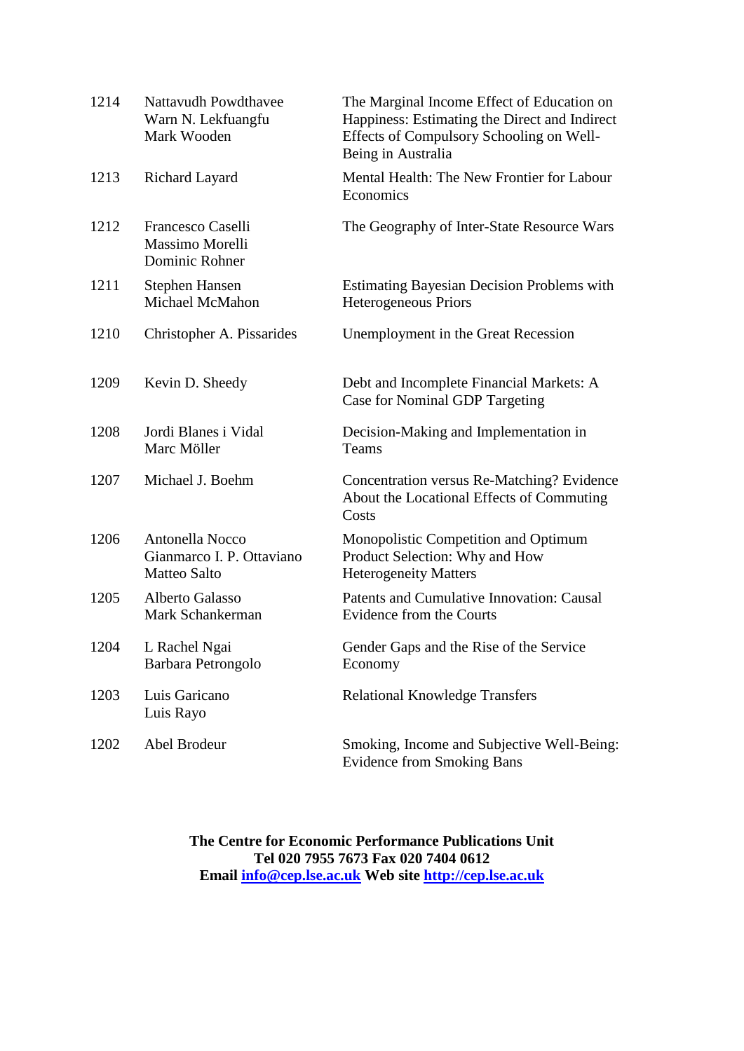| | | |
|---|---|---|
| 1214 | Nattavudh Powdthavee<br>Warn N. Lekfuangfu<br>Mark Wooden | The Marginal Income Effect of Education on Happiness: Estimating the Direct and Indirect Effects of Compulsory Schooling on Well-Being in Australia |
| 1213 | Richard Layard | Mental Health: The New Frontier for Labour Economics |
| 1212 | Francesco Caselli<br>Massimo Morelli<br>Dominic Rohner | The Geography of Inter-State Resource Wars |
| 1211 | Stephen Hansen<br>Michael McMahon | Estimating Bayesian Decision Problems with Heterogeneous Priors |
| 1210 | Christopher A. Pissarides | Unemployment in the Great Recession |
| 1209 | Kevin D. Sheedy | Debt and Incomplete Financial Markets: A Case for Nominal GDP Targeting |
| 1208 | Jordi Blanes i Vidal<br>Marc Möller | Decision-Making and Implementation in Teams |
| 1207 | Michael J. Boehm | Concentration versus Re-Matching? Evidence About the Locational Effects of Commuting Costs |
| 1206 | Antonella Nocco<br>Gianmarco I. P. Ottaviano<br>Matteo Salto | Monopolistic Competition and Optimum Product Selection: Why and How Heterogeneity Matters |
| 1205 | Alberto Galasso<br>Mark Schankerman | Patents and Cumulative Innovation: Causal Evidence from the Courts |
| 1204 | L Rachel Ngai<br>Barbara Petrongolo | Gender Gaps and the Rise of the Service Economy |
| 1203 | Luis Garicano<br>Luis Rayo | Relational Knowledge Transfers |
| 1202 | Abel Brodeur | Smoking, Income and Subjective Well-Being: Evidence from Smoking Bans |

**The Centre for Economic Performance Publications Unit**
**Tel 020 7955 7673 Fax 020 7404 0612**
**Email info@cep.lse.ac.uk Web site http://cep.lse.ac.uk**